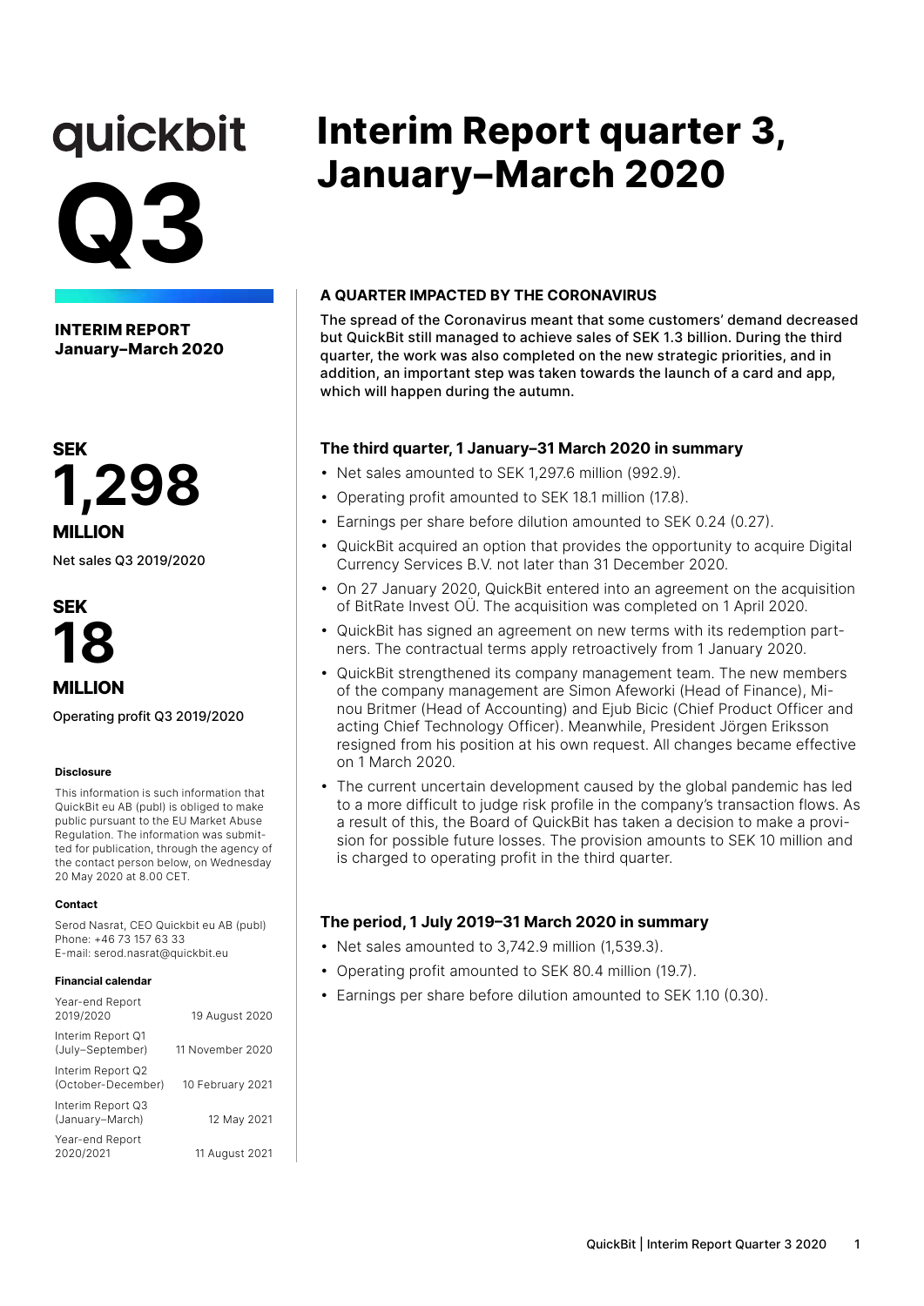quickbit

# Q3

# Interim Report quarter 3, January–March 2020

**INTERIM REPORT January–March 2020**

**SEK 1,298 MILLION**

Net sales Q3 2019/2020

**SEK 18 MILLION**

Operating profit Q3 2019/2020

#### Disclosure

This information is such information that QuickBit eu AB (publ) is obliged to make public pursuant to the EU Market Abuse Regulation. The information was submitted for publication, through the agency of the contact person below, on Wednesday 20 May 2020 at 8.00 CET.

#### Contact

Serod Nasrat, CEO Quickbit eu AB (publ)
Phone: +46 73 157 63 33
E-mail: serod.nasrat@quickbit.eu

#### Financial calendar

| | |
|---|---|
| Year-end Report 2019/2020 | 19 August 2020 |
| Interim Report Q1 (July–September) | 11 November 2020 |
| Interim Report Q2 (October-December) | 10 February 2021 |
| Interim Report Q3 (January–March) | 12 May 2021 |
| Year-end Report 2020/2021 | 11 August 2021 |

## A QUARTER IMPACTED BY THE CORONAVIRUS

The spread of the Coronavirus meant that some customers' demand decreased but QuickBit still managed to achieve sales of SEK 1.3 billion. During the third quarter, the work was also completed on the new strategic priorities, and in addition, an important step was taken towards the launch of a card and app, which will happen during the autumn.

### The third quarter, 1 January–31 March 2020 in summary

- Net sales amounted to SEK 1,297.6 million (992.9).
- Operating profit amounted to SEK 18.1 million (17.8).
- Earnings per share before dilution amounted to SEK 0.24 (0.27).
- QuickBit acquired an option that provides the opportunity to acquire Digital Currency Services B.V. not later than 31 December 2020.
- On 27 January 2020, QuickBit entered into an agreement on the acquisition of BitRate Invest OÜ. The acquisition was completed on 1 April 2020.
- QuickBit has signed an agreement on new terms with its redemption partners. The contractual terms apply retroactively from 1 January 2020.
- QuickBit strengthened its company management team. The new members of the company management are Simon Afeworki (Head of Finance), Minou Britmer (Head of Accounting) and Ejub Bicic (Chief Product Officer and acting Chief Technology Officer). Meanwhile, President Jörgen Eriksson resigned from his position at his own request. All changes became effective on 1 March 2020.
- The current uncertain development caused by the global pandemic has led to a more difficult to judge risk profile in the company's transaction flows. As a result of this, the Board of QuickBit has taken a decision to make a provision for possible future losses. The provision amounts to SEK 10 million and is charged to operating profit in the third quarter.

### The period, 1 July 2019–31 March 2020 in summary

- Net sales amounted to 3,742.9 million (1,539.3).
- Operating profit amounted to SEK 80.4 million (19.7).
- Earnings per share before dilution amounted to SEK 1.10 (0.30).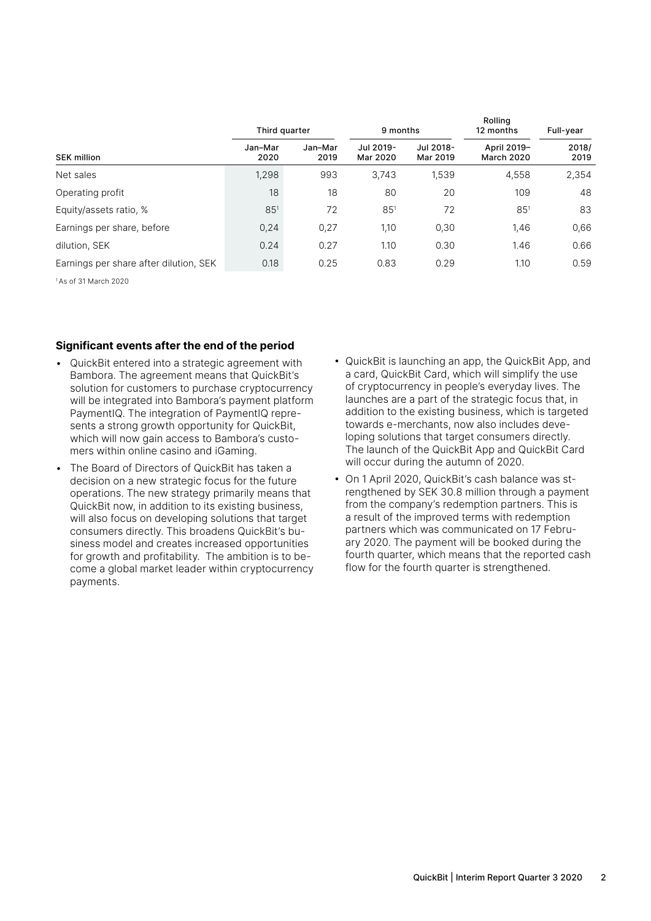| SEK million | Third quarter | | 9 months | | Rolling 12 months | Full-year |
|---|---|---|---|---|---|---|
| | Jan–Mar 2020 | Jan–Mar 2019 | Jul 2019-Mar 2020 | Jul 2018-Mar 2019 | April 2019–March 2020 | 2018/2019 |
| Net sales | 1,298 | 993 | 3,743 | 1,539 | 4,558 | 2,354 |
| Operating profit | 18 | 18 | 80 | 20 | 109 | 48 |
| Equity/assets ratio, % | 85[1] | 72 | 85[1] | 72 | 85[1] | 83 |
| Earnings per share, before | 0,24 | 0,27 | 1,10 | 0,30 | 1,46 | 0,66 |
| dilution, SEK | 0.24 | 0.27 | 1.10 | 0.30 | 1.46 | 0.66 |
| Earnings per share after dilution, SEK | 0.18 | 0.25 | 0.83 | 0.29 | 1.10 | 0.59 |

[1] As of 31 March 2020

### Significant events after the end of the period

- QuickBit entered into a strategic agreement with Bambora. The agreement means that QuickBit's solution for customers to purchase cryptocurrency will be integrated into Bambora's payment platform PaymentIQ. The integration of PaymentIQ represents a strong growth opportunity for QuickBit, which will now gain access to Bambora's customers within online casino and iGaming.
- The Board of Directors of QuickBit has taken a decision on a new strategic focus for the future operations. The new strategy primarily means that QuickBit now, in addition to its existing business, will also focus on developing solutions that target consumers directly. This broadens QuickBit's business model and creates increased opportunities for growth and profitability. The ambition is to become a global market leader within cryptocurrency payments.
- QuickBit is launching an app, the QuickBit App, and a card, QuickBit Card, which will simplify the use of cryptocurrency in people's everyday lives. The launches are a part of the strategic focus that, in addition to the existing business, which is targeted towards e-merchants, now also includes developing solutions that target consumers directly. The launch of the QuickBit App and QuickBit Card will occur during the autumn of 2020.
- On 1 April 2020, QuickBit's cash balance was strengthened by SEK 30.8 million through a payment from the company's redemption partners. This is a result of the improved terms with redemption partners which was communicated on 17 February 2020. The payment will be booked during the fourth quarter, which means that the reported cash flow for the fourth quarter is strengthened.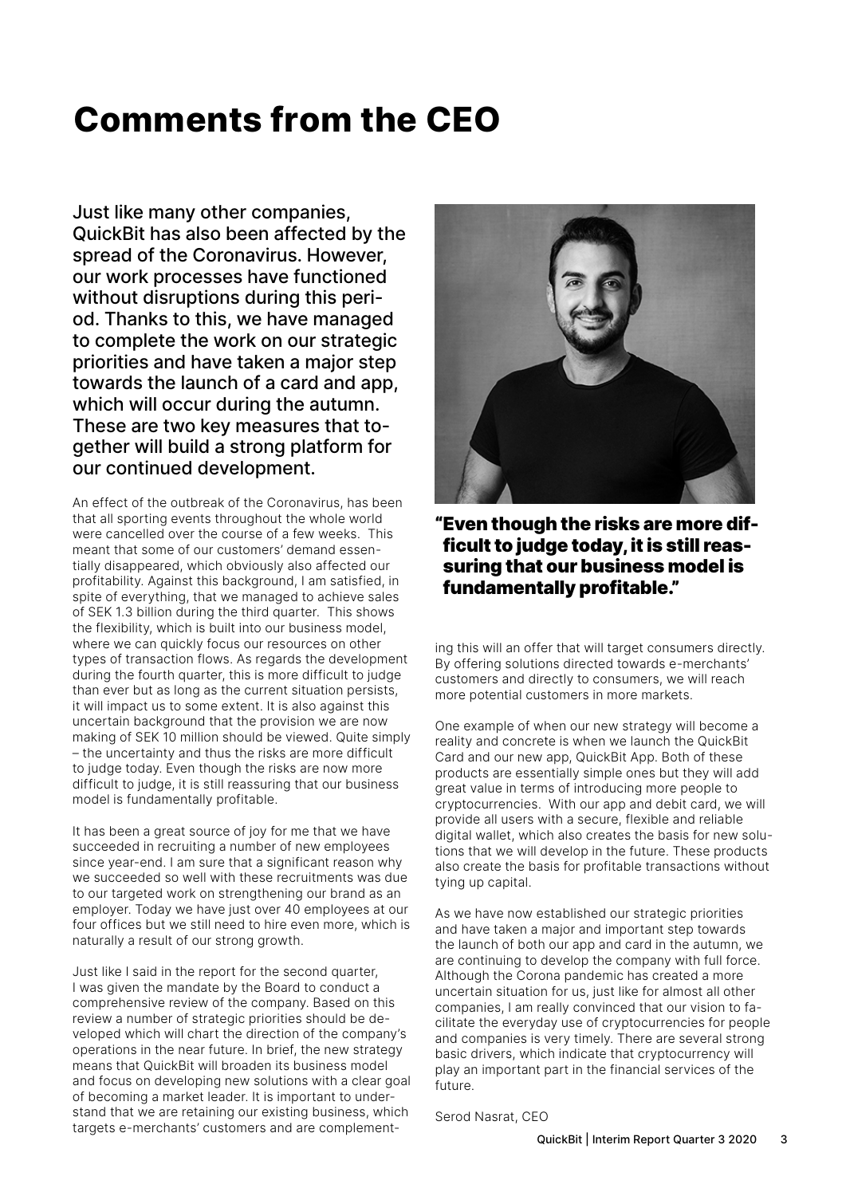# Comments from the CEO

**Just like many other companies, QuickBit has also been affected by the spread of the Coronavirus. However, our work processes have functioned without disruptions during this period. Thanks to this, we have managed to complete the work on our strategic priorities and have taken a major step towards the launch of a card and app, which will occur during the autumn. These are two key measures that together will build a strong platform for our continued development.**

An effect of the outbreak of the Coronavirus, has been that all sporting events throughout the whole world were cancelled over the course of a few weeks. This meant that some of our customers' demand essentially disappeared, which obviously also affected our profitability. Against this background, I am satisfied, in spite of everything, that we managed to achieve sales of SEK 1.3 billion during the third quarter. This shows the flexibility, which is built into our business model, where we can quickly focus our resources on other types of transaction flows. As regards the development during the fourth quarter, this is more difficult to judge than ever but as long as the current situation persists, it will impact us to some extent. It is also against this uncertain background that the provision we are now making of SEK 10 million should be viewed. Quite simply – the uncertainty and thus the risks are more difficult to judge today. Even though the risks are now more difficult to judge, it is still reassuring that our business model is fundamentally profitable.

It has been a great source of joy for me that we have succeeded in recruiting a number of new employees since year-end. I am sure that a significant reason why we succeeded so well with these recruitments was due to our targeted work on strengthening our brand as an employer. Today we have just over 40 employees at our four offices but we still need to hire even more, which is naturally a result of our strong growth.

Just like I said in the report for the second quarter, I was given the mandate by the Board to conduct a comprehensive review of the company. Based on this review a number of strategic priorities should be developed which will chart the direction of the company's operations in the near future. In brief, the new strategy means that QuickBit will broaden its business model and focus on developing new solutions with a clear goal of becoming a market leader. It is important to understand that we are retaining our existing business, which targets e-merchants' customers and are complementing this will an offer that will target consumers directly. By offering solutions directed towards e-merchants' customers and directly to consumers, we will reach more potential customers in more markets.

**"Even though the risks are more difficult to judge today, it is still reassuring that our business model is fundamentally profitable."**

One example of when our new strategy will become a reality and concrete is when we launch the QuickBit Card and our new app, QuickBit App. Both of these products are essentially simple ones but they will add great value in terms of introducing more people to cryptocurrencies. With our app and debit card, we will provide all users with a secure, flexible and reliable digital wallet, which also creates the basis for new solutions that we will develop in the future. These products also create the basis for profitable transactions without tying up capital.

As we have now established our strategic priorities and have taken a major and important step towards the launch of both our app and card in the autumn, we are continuing to develop the company with full force. Although the Corona pandemic has created a more uncertain situation for us, just like for almost all other companies, I am really convinced that our vision to facilitate the everyday use of cryptocurrencies for people and companies is very timely. There are several strong basic drivers, which indicate that cryptocurrency will play an important part in the financial services of the future.

Serod Nasrat, CEO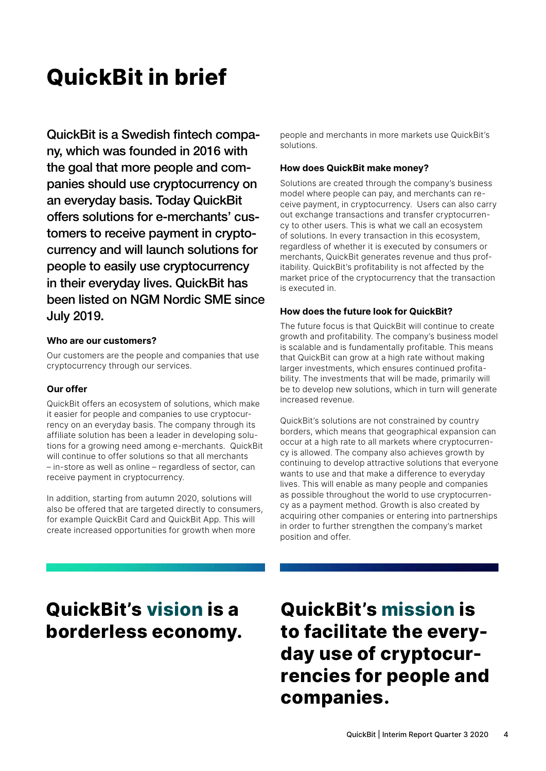# QuickBit in brief

**QuickBit is a Swedish fintech company, which was founded in 2016 with the goal that more people and companies should use cryptocurrency on an everyday basis. Today QuickBit offers solutions for e-merchants' customers to receive payment in cryptocurrency and will launch solutions for people to easily use cryptocurrency in their everyday lives. QuickBit has been listed on NGM Nordic SME since July 2019.**

### Who are our customers?

Our customers are the people and companies that use cryptocurrency through our services.

### Our offer

QuickBit offers an ecosystem of solutions, which make it easier for people and companies to use cryptocurrency on an everyday basis. The company through its affiliate solution has been a leader in developing solutions for a growing need among e-merchants. QuickBit will continue to offer solutions so that all merchants – in-store as well as online – regardless of sector, can receive payment in cryptocurrency.

In addition, starting from autumn 2020, solutions will also be offered that are targeted directly to consumers, for example QuickBit Card and QuickBit App. This will create increased opportunities for growth when more people and merchants in more markets use QuickBit's solutions.

### How does QuickBit make money?

Solutions are created through the company's business model where people can pay, and merchants can receive payment, in cryptocurrency. Users can also carry out exchange transactions and transfer cryptocurrency to other users. This is what we call an ecosystem of solutions. In every transaction in this ecosystem, regardless of whether it is executed by consumers or merchants, QuickBit generates revenue and thus profitability. QuickBit's profitability is not affected by the market price of the cryptocurrency that the transaction is executed in.

### How does the future look for QuickBit?

The future focus is that QuickBit will continue to create growth and profitability. The company's business model is scalable and is fundamentally profitable. This means that QuickBit can grow at a high rate without making larger investments, which ensures continued profitability. The investments that will be made, primarily will be to develop new solutions, which in turn will generate increased revenue.

QuickBit's solutions are not constrained by country borders, which means that geographical expansion can occur at a high rate to all markets where cryptocurrency is allowed. The company also achieves growth by continuing to develop attractive solutions that everyone wants to use and that make a difference to everyday lives. This will enable as many people and companies as possible throughout the world to use cryptocurrency as a payment method. Growth is also created by acquiring other companies or entering into partnerships in order to further strengthen the company's market position and offer.

## QuickBit's vision is a borderless economy.

## QuickBit's mission is to facilitate the everyday use of cryptocurrencies for people and companies.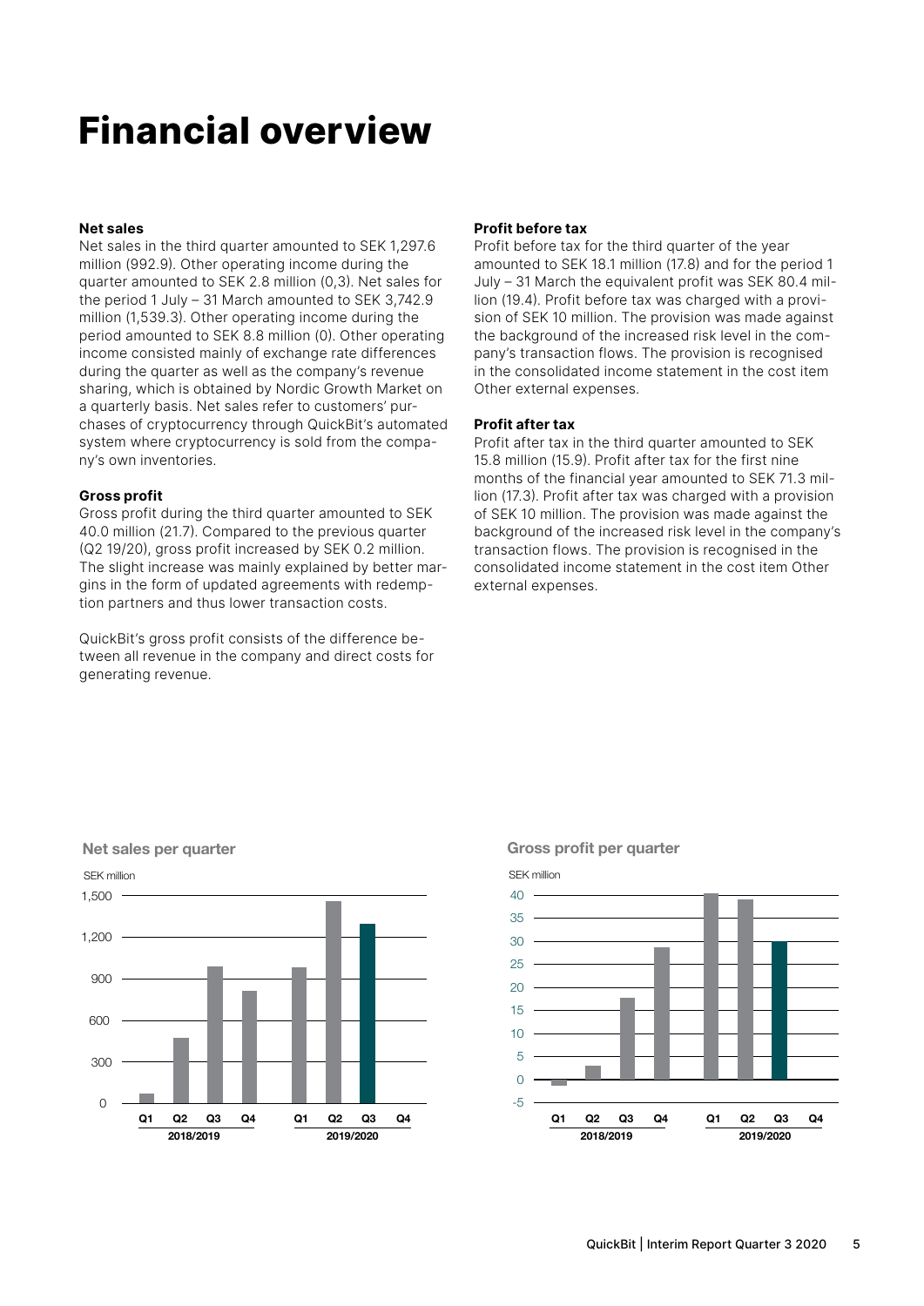# Financial overview

### Net sales

Net sales in the third quarter amounted to SEK 1,297.6 million (992.9). Other operating income during the quarter amounted to SEK 2.8 million (0,3). Net sales for the period 1 July – 31 March amounted to SEK 3,742.9 million (1,539.3). Other operating income during the period amounted to SEK 8.8 million (0). Other operating income consisted mainly of exchange rate differences during the quarter as well as the company's revenue sharing, which is obtained by Nordic Growth Market on a quarterly basis. Net sales refer to customers' purchases of cryptocurrency through QuickBit's automated system where cryptocurrency is sold from the company's own inventories.

### Gross profit

Gross profit during the third quarter amounted to SEK 40.0 million (21.7). Compared to the previous quarter (Q2 19/20), gross profit increased by SEK 0.2 million. The slight increase was mainly explained by better margins in the form of updated agreements with redemption partners and thus lower transaction costs.

QuickBit's gross profit consists of the difference between all revenue in the company and direct costs for generating revenue.

### Profit before tax

Profit before tax for the third quarter of the year amounted to SEK 18.1 million (17.8) and for the period 1 July – 31 March the equivalent profit was SEK 80.4 million (19.4). Profit before tax was charged with a provision of SEK 10 million. The provision was made against the background of the increased risk level in the company's transaction flows. The provision is recognised in the consolidated income statement in the cost item Other external expenses.

### Profit after tax

Profit after tax in the third quarter amounted to SEK 15.8 million (15.9). Profit after tax for the first nine months of the financial year amounted to SEK 71.3 million (17.3). Profit after tax was charged with a provision of SEK 10 million. The provision was made against the background of the increased risk level in the company's transaction flows. The provision is recognised in the consolidated income statement in the cost item Other external expenses.

**Net sales per quarter**

SEK million

**Gross profit per quarter**

SEK million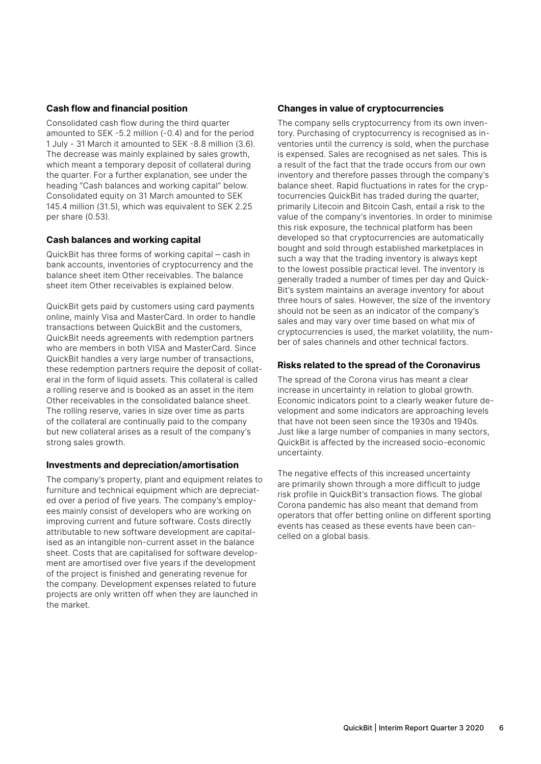### Cash flow and financial position

Consolidated cash flow during the third quarter amounted to SEK -5.2 million (-0.4) and for the period 1 July - 31 March it amounted to SEK -8.8 million (3.6). The decrease was mainly explained by sales growth, which meant a temporary deposit of collateral during the quarter. For a further explanation, see under the heading "Cash balances and working capital" below. Consolidated equity on 31 March amounted to SEK 145.4 million (31.5), which was equivalent to SEK 2.25 per share (0.53).

### Cash balances and working capital

QuickBit has three forms of working capital – cash in bank accounts, inventories of cryptocurrency and the balance sheet item Other receivables. The balance sheet item Other receivables is explained below.

QuickBit gets paid by customers using card payments online, mainly Visa and MasterCard. In order to handle transactions between QuickBit and the customers, QuickBit needs agreements with redemption partners who are members in both VISA and MasterCard. Since QuickBit handles a very large number of transactions, these redemption partners require the deposit of collateral in the form of liquid assets. This collateral is called a rolling reserve and is booked as an asset in the item Other receivables in the consolidated balance sheet. The rolling reserve, varies in size over time as parts of the collateral are continually paid to the company but new collateral arises as a result of the company's strong sales growth.

### Investments and depreciation/amortisation

The company's property, plant and equipment relates to furniture and technical equipment which are depreciated over a period of five years. The company's employees mainly consist of developers who are working on improving current and future software. Costs directly attributable to new software development are capitalised as an intangible non-current asset in the balance sheet. Costs that are capitalised for software development are amortised over five years if the development of the project is finished and generating revenue for the company. Development expenses related to future projects are only written off when they are launched in the market.

### Changes in value of cryptocurrencies

The company sells cryptocurrency from its own inventory. Purchasing of cryptocurrency is recognised as inventories until the currency is sold, when the purchase is expensed. Sales are recognised as net sales. This is a result of the fact that the trade occurs from our own inventory and therefore passes through the company's balance sheet. Rapid fluctuations in rates for the cryptocurrencies QuickBit has traded during the quarter, primarily Litecoin and Bitcoin Cash, entail a risk to the value of the company's inventories. In order to minimise this risk exposure, the technical platform has been developed so that cryptocurrencies are automatically bought and sold through established marketplaces in such a way that the trading inventory is always kept to the lowest possible practical level. The inventory is generally traded a number of times per day and QuickBit's system maintains an average inventory for about three hours of sales. However, the size of the inventory should not be seen as an indicator of the company's sales and may vary over time based on what mix of cryptocurrencies is used, the market volatility, the number of sales channels and other technical factors.

### Risks related to the spread of the Coronavirus

The spread of the Corona virus has meant a clear increase in uncertainty in relation to global growth. Economic indicators point to a clearly weaker future development and some indicators are approaching levels that have not been seen since the 1930s and 1940s. Just like a large number of companies in many sectors, QuickBit is affected by the increased socio-economic uncertainty.

The negative effects of this increased uncertainty are primarily shown through a more difficult to judge risk profile in QuickBit's transaction flows. The global Corona pandemic has also meant that demand from operators that offer betting online on different sporting events has ceased as these events have been cancelled on a global basis.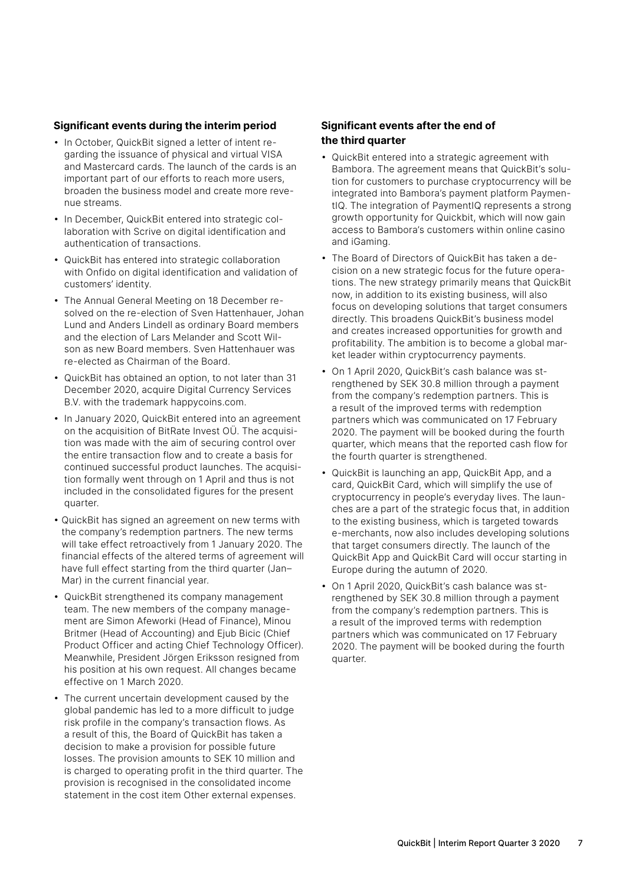### Significant events during the interim period

- In October, QuickBit signed a letter of intent regarding the issuance of physical and virtual VISA and Mastercard cards. The launch of the cards is an important part of our efforts to reach more users, broaden the business model and create more revenue streams.
- In December, QuickBit entered into strategic collaboration with Scrive on digital identification and authentication of transactions.
- QuickBit has entered into strategic collaboration with Onfido on digital identification and validation of customers' identity.
- The Annual General Meeting on 18 December resolved on the re-election of Sven Hattenhauer, Johan Lund and Anders Lindell as ordinary Board members and the election of Lars Melander and Scott Wilson as new Board members. Sven Hattenhauer was re-elected as Chairman of the Board.
- QuickBit has obtained an option, to not later than 31 December 2020, acquire Digital Currency Services B.V. with the trademark happycoins.com.
- In January 2020, QuickBit entered into an agreement on the acquisition of BitRate Invest OÜ. The acquisition was made with the aim of securing control over the entire transaction flow and to create a basis for continued successful product launches. The acquisition formally went through on 1 April and thus is not included in the consolidated figures for the present quarter.
- QuickBit has signed an agreement on new terms with the company's redemption partners. The new terms will take effect retroactively from 1 January 2020. The financial effects of the altered terms of agreement will have full effect starting from the third quarter (Jan–Mar) in the current financial year.
- QuickBit strengthened its company management team. The new members of the company management are Simon Afeworki (Head of Finance), Minou Britmer (Head of Accounting) and Ejub Bicic (Chief Product Officer and acting Chief Technology Officer). Meanwhile, President Jörgen Eriksson resigned from his position at his own request. All changes became effective on 1 March 2020.
- The current uncertain development caused by the global pandemic has led to a more difficult to judge risk profile in the company's transaction flows. As a result of this, the Board of QuickBit has taken a decision to make a provision for possible future losses. The provision amounts to SEK 10 million and is charged to operating profit in the third quarter. The provision is recognised in the consolidated income statement in the cost item Other external expenses.

### Significant events after the end of the third quarter

- QuickBit entered into a strategic agreement with Bambora. The agreement means that QuickBit's solution for customers to purchase cryptocurrency will be integrated into Bambora's payment platform PaymentIQ. The integration of PaymentIQ represents a strong growth opportunity for Quickbit, which will now gain access to Bambora's customers within online casino and iGaming.
- The Board of Directors of QuickBit has taken a decision on a new strategic focus for the future operations. The new strategy primarily means that QuickBit now, in addition to its existing business, will also focus on developing solutions that target consumers directly. This broadens QuickBit's business model and creates increased opportunities for growth and profitability. The ambition is to become a global market leader within cryptocurrency payments.
- On 1 April 2020, QuickBit's cash balance was strengthened by SEK 30.8 million through a payment from the company's redemption partners. This is a result of the improved terms with redemption partners which was communicated on 17 February 2020. The payment will be booked during the fourth quarter, which means that the reported cash flow for the fourth quarter is strengthened.
- QuickBit is launching an app, QuickBit App, and a card, QuickBit Card, which will simplify the use of cryptocurrency in people's everyday lives. The launches are a part of the strategic focus that, in addition to the existing business, which is targeted towards e-merchants, now also includes developing solutions that target consumers directly. The launch of the QuickBit App and QuickBit Card will occur starting in Europe during the autumn of 2020.
- On 1 April 2020, QuickBit's cash balance was strengthened by SEK 30.8 million through a payment from the company's redemption partners. This is a result of the improved terms with redemption partners which was communicated on 17 February 2020. The payment will be booked during the fourth quarter.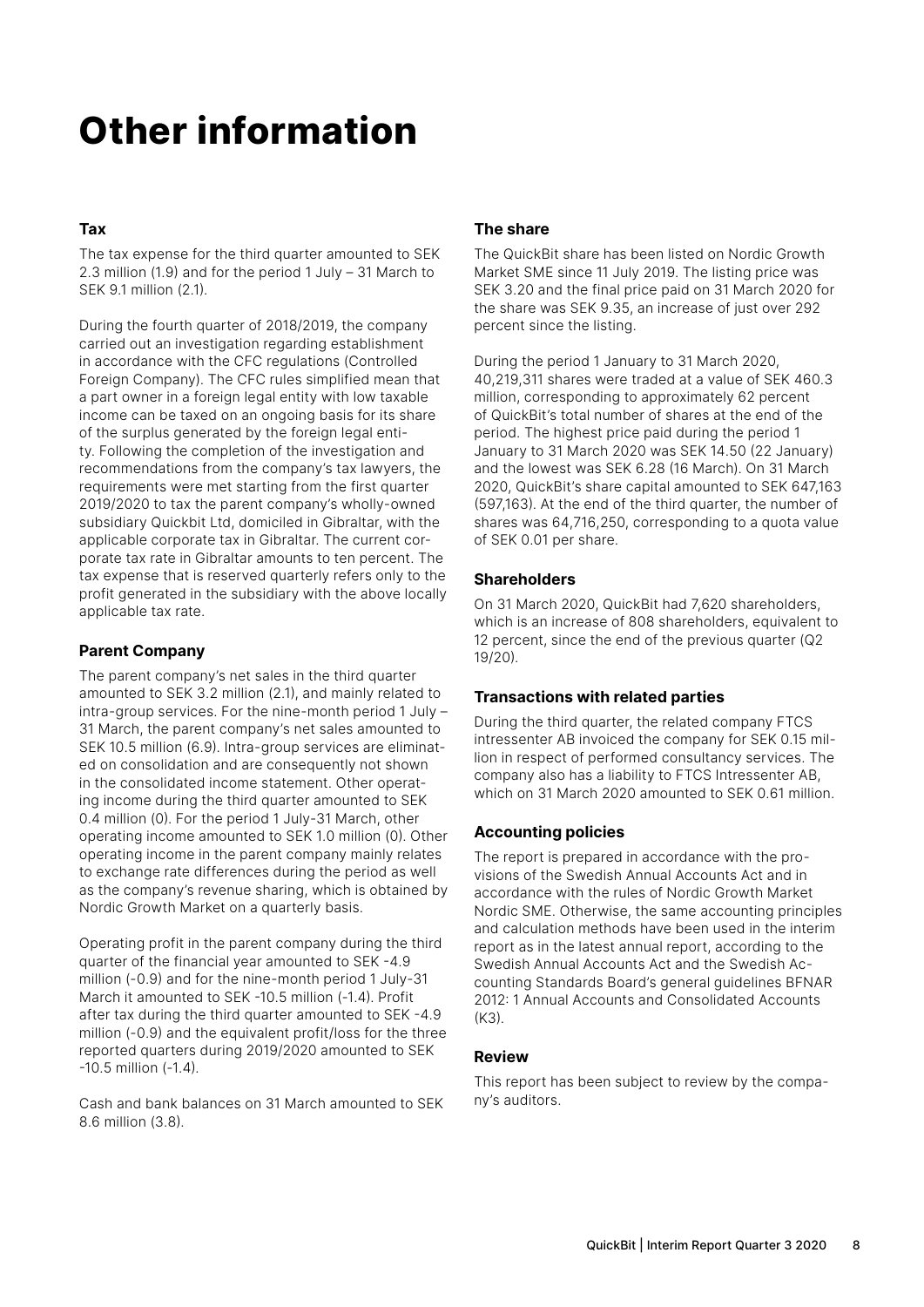# Other information

### Tax

The tax expense for the third quarter amounted to SEK 2.3 million (1.9) and for the period 1 July – 31 March to SEK 9.1 million (2.1).

During the fourth quarter of 2018/2019, the company carried out an investigation regarding establishment in accordance with the CFC regulations (Controlled Foreign Company). The CFC rules simplified mean that a part owner in a foreign legal entity with low taxable income can be taxed on an ongoing basis for its share of the surplus generated by the foreign legal entity. Following the completion of the investigation and recommendations from the company's tax lawyers, the requirements were met starting from the first quarter 2019/2020 to tax the parent company's wholly-owned subsidiary Quickbit Ltd, domiciled in Gibraltar, with the applicable corporate tax in Gibraltar. The current corporate tax rate in Gibraltar amounts to ten percent. The tax expense that is reserved quarterly refers only to the profit generated in the subsidiary with the above locally applicable tax rate.

### Parent Company

The parent company's net sales in the third quarter amounted to SEK 3.2 million (2.1), and mainly related to intra-group services. For the nine-month period 1 July – 31 March, the parent company's net sales amounted to SEK 10.5 million (6.9). Intra-group services are eliminated on consolidation and are consequently not shown in the consolidated income statement. Other operating income during the third quarter amounted to SEK 0.4 million (0). For the period 1 July-31 March, other operating income amounted to SEK 1.0 million (0). Other operating income in the parent company mainly relates to exchange rate differences during the period as well as the company's revenue sharing, which is obtained by Nordic Growth Market on a quarterly basis.

Operating profit in the parent company during the third quarter of the financial year amounted to SEK -4.9 million (-0.9) and for the nine-month period 1 July-31 March it amounted to SEK -10.5 million (-1.4). Profit after tax during the third quarter amounted to SEK -4.9 million (-0.9) and the equivalent profit/loss for the three reported quarters during 2019/2020 amounted to SEK -10.5 million (-1.4).

Cash and bank balances on 31 March amounted to SEK 8.6 million (3.8).

### The share

The QuickBit share has been listed on Nordic Growth Market SME since 11 July 2019. The listing price was SEK 3.20 and the final price paid on 31 March 2020 for the share was SEK 9.35, an increase of just over 292 percent since the listing.

During the period 1 January to 31 March 2020, 40,219,311 shares were traded at a value of SEK 460.3 million, corresponding to approximately 62 percent of QuickBit's total number of shares at the end of the period. The highest price paid during the period 1 January to 31 March 2020 was SEK 14.50 (22 January) and the lowest was SEK 6.28 (16 March). On 31 March 2020, QuickBit's share capital amounted to SEK 647,163 (597,163). At the end of the third quarter, the number of shares was 64,716,250, corresponding to a quota value of SEK 0.01 per share.

### Shareholders

On 31 March 2020, QuickBit had 7,620 shareholders, which is an increase of 808 shareholders, equivalent to 12 percent, since the end of the previous quarter (Q2 19/20).

### Transactions with related parties

During the third quarter, the related company FTCS intressenter AB invoiced the company for SEK 0.15 million in respect of performed consultancy services. The company also has a liability to FTCS Intressenter AB, which on 31 March 2020 amounted to SEK 0.61 million.

### Accounting policies

The report is prepared in accordance with the provisions of the Swedish Annual Accounts Act and in accordance with the rules of Nordic Growth Market Nordic SME. Otherwise, the same accounting principles and calculation methods have been used in the interim report as in the latest annual report, according to the Swedish Annual Accounts Act and the Swedish Accounting Standards Board's general guidelines BFNAR 2012: 1 Annual Accounts and Consolidated Accounts (K3).

### Review

This report has been subject to review by the company's auditors.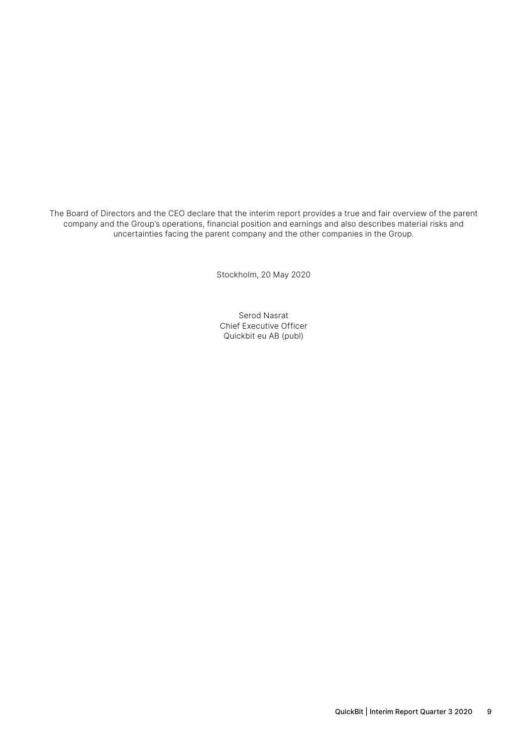The Board of Directors and the CEO declare that the interim report provides a true and fair overview of the parent company and the Group's operations, financial position and earnings and also describes material risks and uncertainties facing the parent company and the other companies in the Group.

Stockholm, 20 May 2020

Serod Nasrat
Chief Executive Officer
Quickbit eu AB (publ)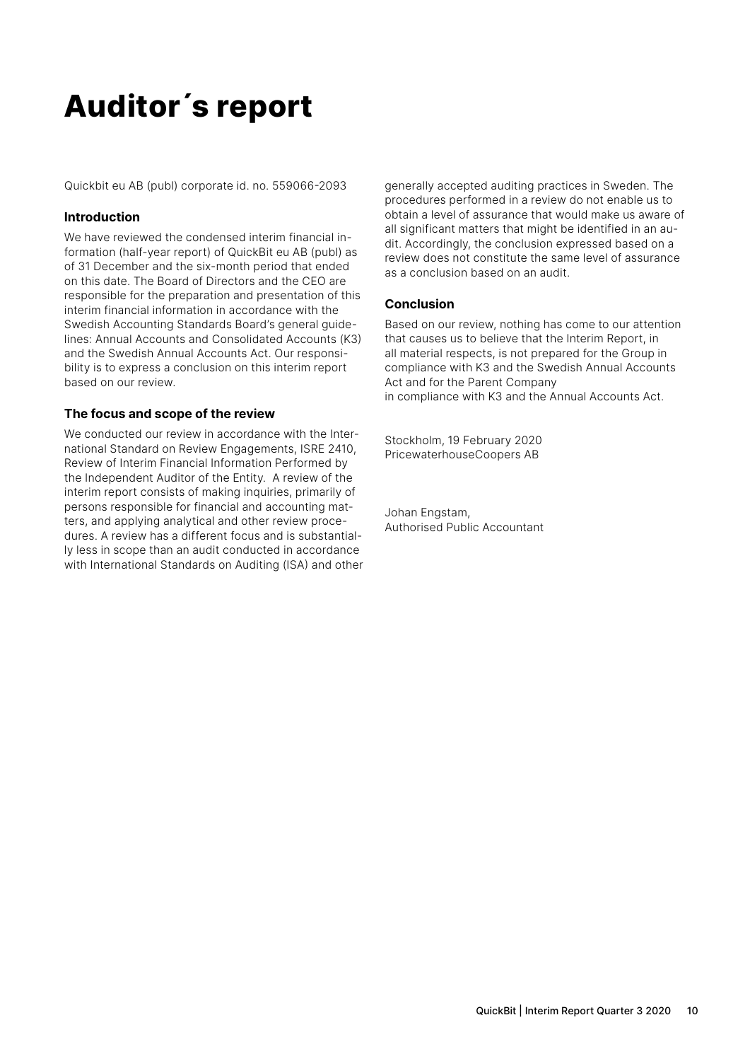# Auditor´s report

Quickbit eu AB (publ) corporate id. no. 559066-2093

### Introduction

We have reviewed the condensed interim financial information (half-year report) of QuickBit eu AB (publ) as of 31 December and the six-month period that ended on this date. The Board of Directors and the CEO are responsible for the preparation and presentation of this interim financial information in accordance with the Swedish Accounting Standards Board's general guidelines: Annual Accounts and Consolidated Accounts (K3) and the Swedish Annual Accounts Act. Our responsibility is to express a conclusion on this interim report based on our review.

### The focus and scope of the review

We conducted our review in accordance with the International Standard on Review Engagements, ISRE 2410, Review of Interim Financial Information Performed by the Independent Auditor of the Entity. A review of the interim report consists of making inquiries, primarily of persons responsible for financial and accounting matters, and applying analytical and other review procedures. A review has a different focus and is substantially less in scope than an audit conducted in accordance with International Standards on Auditing (ISA) and other generally accepted auditing practices in Sweden. The procedures performed in a review do not enable us to obtain a level of assurance that would make us aware of all significant matters that might be identified in an audit. Accordingly, the conclusion expressed based on a review does not constitute the same level of assurance as a conclusion based on an audit.

### Conclusion

Based on our review, nothing has come to our attention that causes us to believe that the Interim Report, in all material respects, is not prepared for the Group in compliance with K3 and the Swedish Annual Accounts Act and for the Parent Company
in compliance with K3 and the Annual Accounts Act.

Stockholm, 19 February 2020
PricewaterhouseCoopers AB

Johan Engstam,
Authorised Public Accountant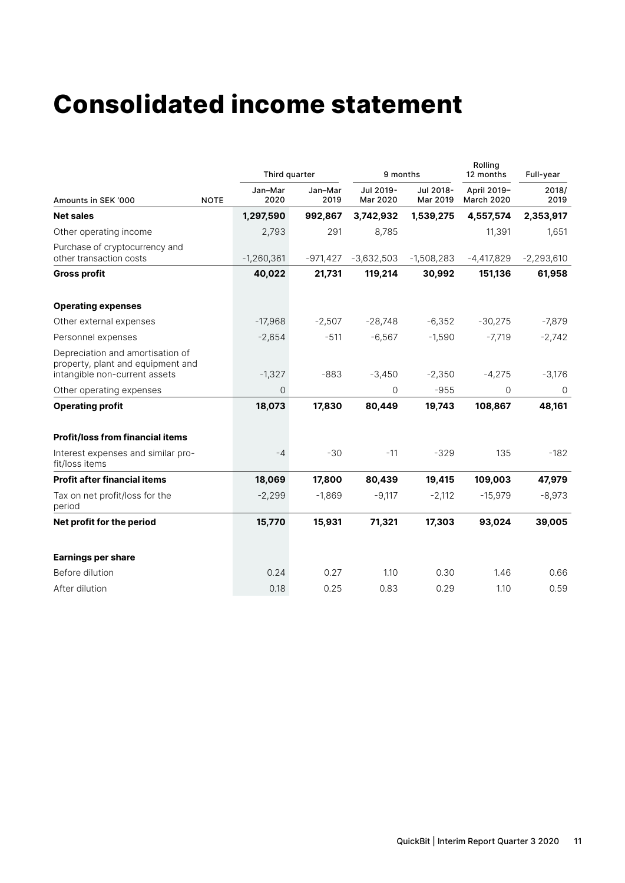# Consolidated income statement

| Amounts in SEK '000 | NOTE | Third quarter Jan–Mar 2020 | Third quarter Jan–Mar 2019 | 9 months Jul 2019- Mar 2020 | 9 months Jul 2018- Mar 2019 | Rolling 12 months April 2019– March 2020 | Full-year 2018/ 2019 |
|---|---|---|---|---|---|---|---|
| **Net sales** | | **1,297,590** | **992,867** | **3,742,932** | **1,539,275** | **4,557,574** | **2,353,917** |
| Other operating income | | 2,793 | 291 | 8,785 | | 11,391 | 1,651 |
| Purchase of cryptocurrency and other transaction costs | | -1,260,361 | -971,427 | -3,632,503 | -1,508,283 | -4,417,829 | -2,293,610 |
| **Gross profit** | | **40,022** | **21,731** | **119,214** | **30,992** | **151,136** | **61,958** |
| | | | | | | | |
| **Operating expenses** | | | | | | | |
| Other external expenses | | -17,968 | -2,507 | -28,748 | -6,352 | -30,275 | -7,879 |
| Personnel expenses | | -2,654 | -511 | -6,567 | -1,590 | -7,719 | -2,742 |
| Depreciation and amortisation of property, plant and equipment and intangible non-current assets | | -1,327 | -883 | -3,450 | -2,350 | -4,275 | -3,176 |
| Other operating expenses | | 0 | | 0 | -955 | 0 | 0 |
| **Operating profit** | | **18,073** | **17,830** | **80,449** | **19,743** | **108,867** | **48,161** |
| | | | | | | | |
| **Profit/loss from financial items** | | | | | | | |
| Interest expenses and similar profit/loss items | | -4 | -30 | -11 | -329 | 135 | -182 |
| **Profit after financial items** | | **18,069** | **17,800** | **80,439** | **19,415** | **109,003** | **47,979** |
| Tax on net profit/loss for the period | | -2,299 | -1,869 | -9,117 | -2,112 | -15,979 | -8,973 |
| **Net profit for the period** | | **15,770** | **15,931** | **71,321** | **17,303** | **93,024** | **39,005** |
| | | | | | | | |
| **Earnings per share** | | | | | | | |
| Before dilution | | 0.24 | 0.27 | 1.10 | 0.30 | 1.46 | 0.66 |
| After dilution | | 0.18 | 0.25 | 0.83 | 0.29 | 1.10 | 0.59 |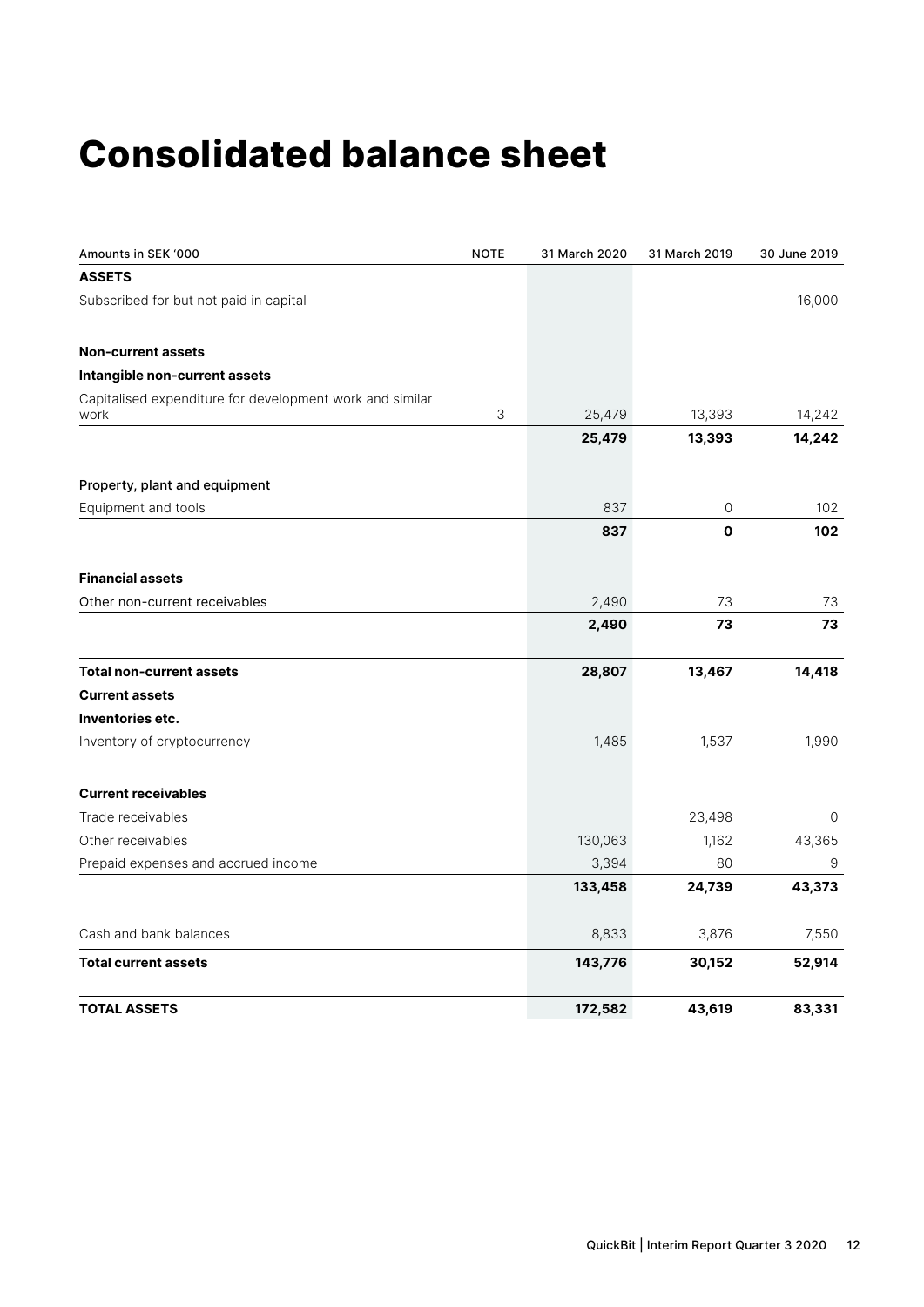# Consolidated balance sheet

| Amounts in SEK '000 | NOTE | 31 March 2020 | 31 March 2019 | 30 June 2019 |
|---|---|---|---|---|
| **ASSETS** | | | | |
| Subscribed for but not paid in capital | | | | 16,000 |
| | | | | |
| **Non-current assets** | | | | |
| **Intangible non-current assets** | | | | |
| Capitalised expenditure for development work and similar work | 3 | 25,479 | 13,393 | 14,242 |
| | | **25,479** | **13,393** | **14,242** |
| | | | | |
| Property, plant and equipment | | | | |
| Equipment and tools | | 837 | 0 | 102 |
| | | **837** | **0** | **102** |
| | | | | |
| **Financial assets** | | | | |
| Other non-current receivables | | 2,490 | 73 | 73 |
| | | **2,490** | **73** | **73** |
| | | | | |
| **Total non-current assets** | | **28,807** | **13,467** | **14,418** |
| **Current assets** | | | | |
| **Inventories etc.** | | | | |
| Inventory of cryptocurrency | | 1,485 | 1,537 | 1,990 |
| | | | | |
| **Current receivables** | | | | |
| Trade receivables | | | 23,498 | 0 |
| Other receivables | | 130,063 | 1,162 | 43,365 |
| Prepaid expenses and accrued income | | 3,394 | 80 | 9 |
| | | **133,458** | **24,739** | **43,373** |
| | | | | |
| Cash and bank balances | | 8,833 | 3,876 | 7,550 |
| **Total current assets** | | **143,776** | **30,152** | **52,914** |
| | | | | |
| **TOTAL ASSETS** | | **172,582** | **43,619** | **83,331** |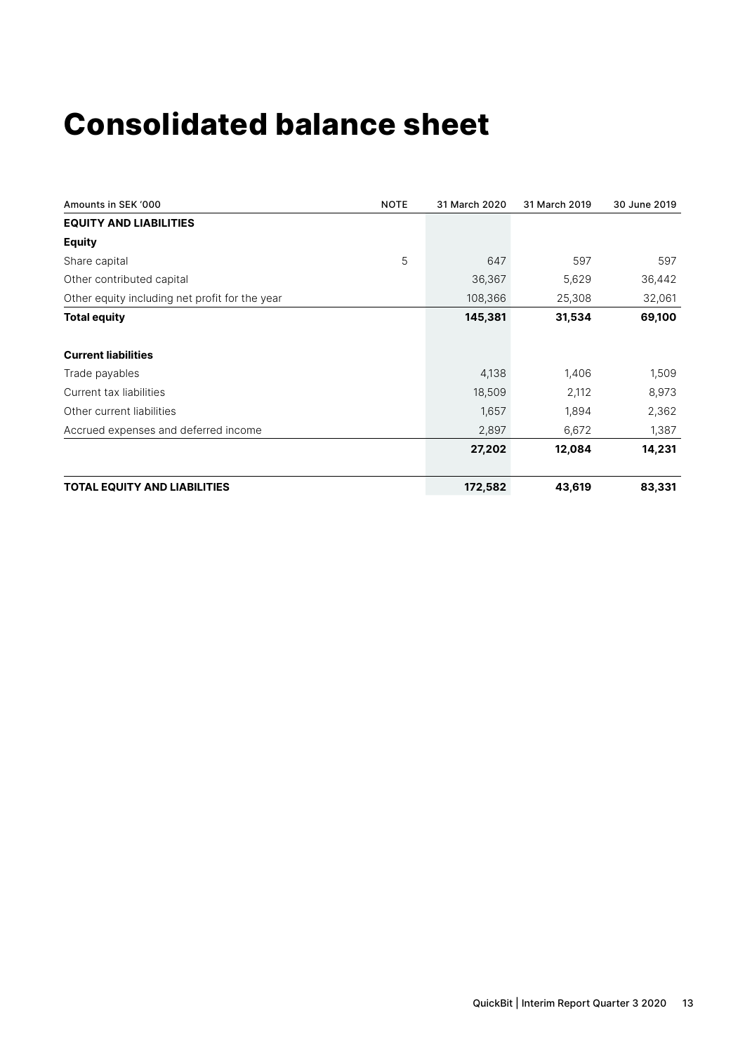# Consolidated balance sheet

| Amounts in SEK '000 | NOTE | 31 March 2020 | 31 March 2019 | 30 June 2019 |
|---|---|---|---|---|
| **EQUITY AND LIABILITIES** | | | | |
| **Equity** | | | | |
| Share capital | 5 | 647 | 597 | 597 |
| Other contributed capital | | 36,367 | 5,629 | 36,442 |
| Other equity including net profit for the year | | 108,366 | 25,308 | 32,061 |
| **Total equity** | | **145,381** | **31,534** | **69,100** |
| | | | | |
| **Current liabilities** | | | | |
| Trade payables | | 4,138 | 1,406 | 1,509 |
| Current tax liabilities | | 18,509 | 2,112 | 8,973 |
| Other current liabilities | | 1,657 | 1,894 | 2,362 |
| Accrued expenses and deferred income | | 2,897 | 6,672 | 1,387 |
| | | **27,202** | **12,084** | **14,231** |
| | | | | |
| **TOTAL EQUITY AND LIABILITIES** | | **172,582** | **43,619** | **83,331** |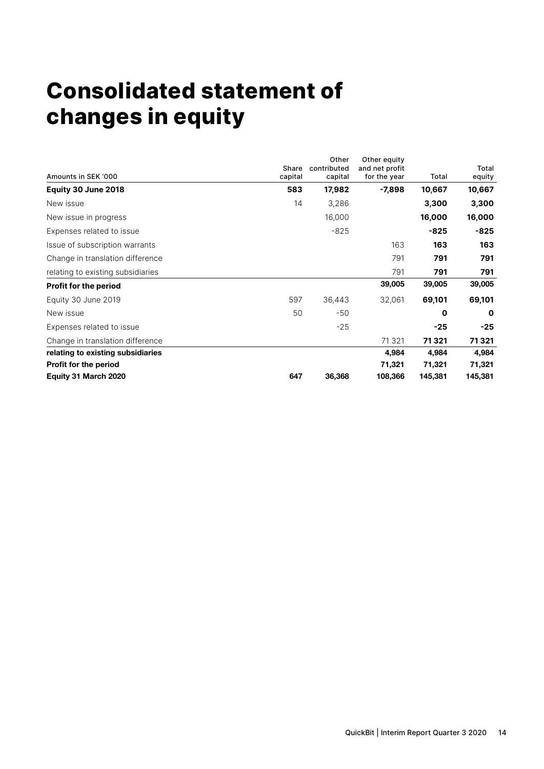# Consolidated statement of changes in equity

| Amounts in SEK '000 | Share capital | Other contributed capital | Other equity and net profit for the year | Total | Total equity |
|---|---|---|---|---|---|
| **Equity 30 June 2018** | **583** | **17,982** | **-7,898** | **10,667** | **10,667** |
| New issue | 14 | 3,286 | | **3,300** | **3,300** |
| New issue in progress | | 16,000 | | **16,000** | **16,000** |
| Expenses related to issue | | -825 | | **-825** | **-825** |
| Issue of subscription warrants | | | 163 | **163** | **163** |
| Change in translation difference | | | 791 | **791** | **791** |
| relating to existing subsidiaries | | | 791 | **791** | **791** |
| **Profit for the period** | | | **39,005** | **39,005** | **39,005** |
| Equity 30 June 2019 | 597 | 36,443 | 32,061 | **69,101** | **69,101** |
| New issue | 50 | -50 | | **0** | **0** |
| Expenses related to issue | | -25 | | **-25** | **-25** |
| Change in translation difference | | | 71 321 | **71 321** | **71 321** |
| **relating to existing subsidiaries** | | | **4,984** | **4,984** | **4,984** |
| **Profit for the period** | | | **71,321** | **71,321** | **71,321** |
| **Equity 31 March 2020** | **647** | **36,368** | **108,366** | **145,381** | **145,381** |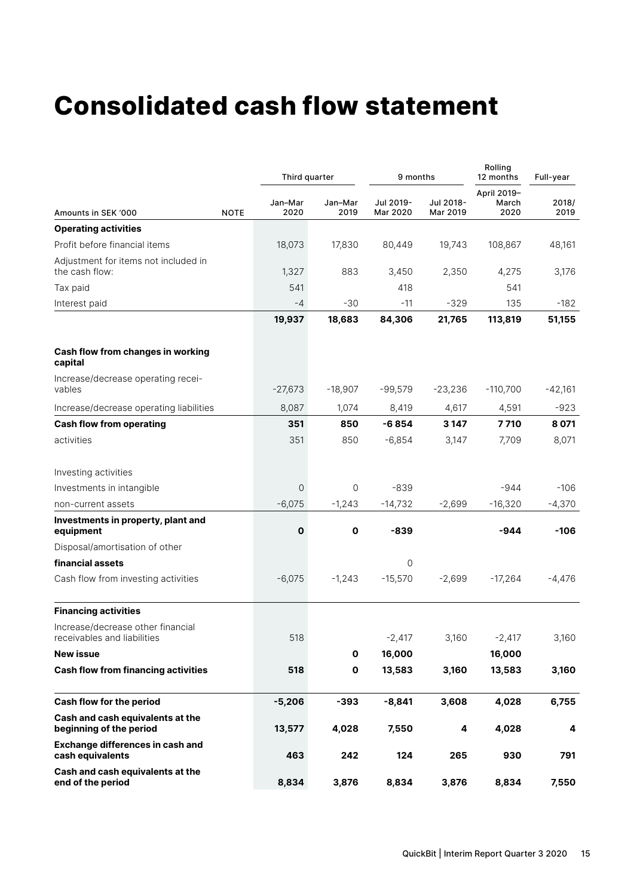# Consolidated cash flow statement

| Amounts in SEK '000 | NOTE | Third quarter | | 9 months | | Rolling 12 months | Full-year |
|---|---|---|---|---|---|---|---|
| | | Jan–Mar 2020 | Jan–Mar 2019 | Jul 2019- Mar 2020 | Jul 2018- Mar 2019 | April 2019– March 2020 | 2018/ 2019 |
| **Operating activities** | | | | | | | |
| Profit before financial items | | 18,073 | 17,830 | 80,449 | 19,743 | 108,867 | 48,161 |
| Adjustment for items not included in the cash flow: | | 1,327 | 883 | 3,450 | 2,350 | 4,275 | 3,176 |
| Tax paid | | 541 | | 418 | | 541 | |
| Interest paid | | -4 | -30 | -11 | -329 | 135 | -182 |
| | | **19,937** | **18,683** | **84,306** | **21,765** | **113,819** | **51,155** |
| **Cash flow from changes in working capital** | | | | | | | |
| Increase/decrease operating receivables | | -27,673 | -18,907 | -99,579 | -23,236 | -110,700 | -42,161 |
| Increase/decrease operating liabilities | | 8,087 | 1,074 | 8,419 | 4,617 | 4,591 | -923 |
| **Cash flow from operating** | | **351** | **850** | **-6 854** | **3 147** | **7 710** | **8 071** |
| activities | | 351 | 850 | -6,854 | 3,147 | 7,709 | 8,071 |
| Investing activities | | | | | | | |
| Investments in intangible | | 0 | 0 | -839 | | -944 | -106 |
| non-current assets | | -6,075 | -1,243 | -14,732 | -2,699 | -16,320 | -4,370 |
| **Investments in property, plant and equipment** | | **0** | **0** | **-839** | | **-944** | **-106** |
| Disposal/amortisation of other | | | | | | | |
| **financial assets** | | | | 0 | | | |
| Cash flow from investing activities | | -6,075 | -1,243 | -15,570 | -2,699 | -17,264 | -4,476 |
| **Financing activities** | | | | | | | |
| Increase/decrease other financial receivables and liabilities | | 518 | | -2,417 | 3,160 | -2,417 | 3,160 |
| **New issue** | | | **0** | **16,000** | | **16,000** | |
| **Cash flow from financing activities** | | **518** | **0** | **13,583** | **3,160** | **13,583** | **3,160** |
| **Cash flow for the period** | | **-5,206** | **-393** | **-8,841** | **3,608** | **4,028** | **6,755** |
| **Cash and cash equivalents at the beginning of the period** | | **13,577** | **4,028** | **7,550** | **4** | **4,028** | **4** |
| **Exchange differences in cash and cash equivalents** | | **463** | **242** | **124** | **265** | **930** | **791** |
| **Cash and cash equivalents at the end of the period** | | **8,834** | **3,876** | **8,834** | **3,876** | **8,834** | **7,550** |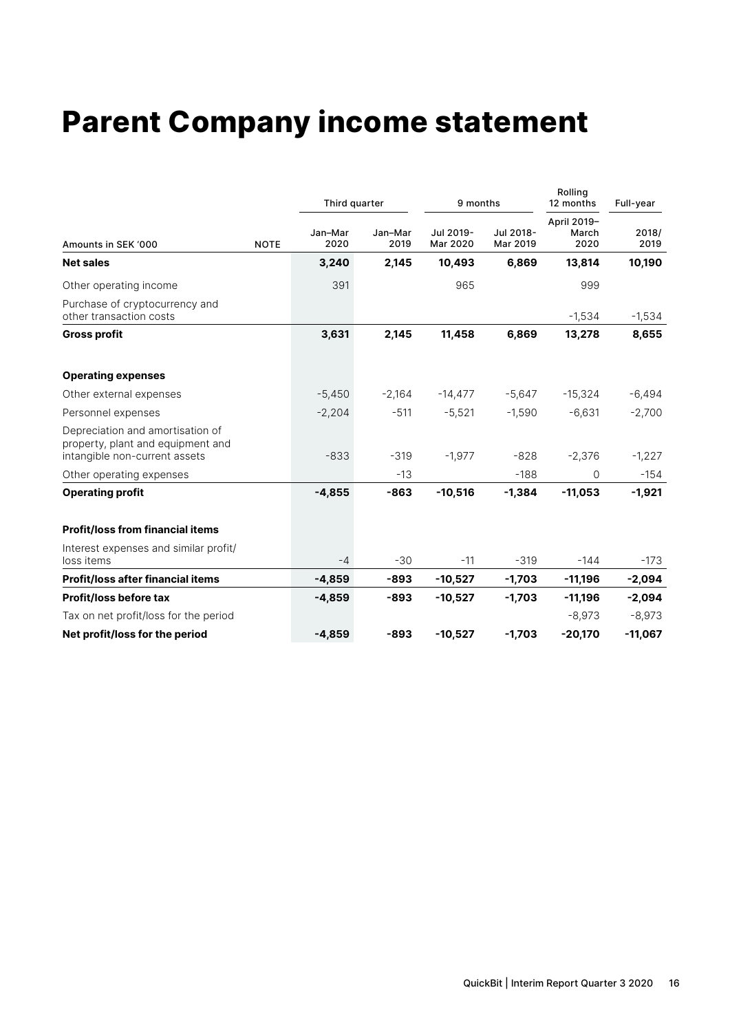# Parent Company income statement

| Amounts in SEK '000 | NOTE | Third quarter | | 9 months | | Rolling 12 months | Full-year |
|---|---|---|---|---|---|---|---|
| | | Jan–Mar 2020 | Jan–Mar 2019 | Jul 2019-Mar 2020 | Jul 2018-Mar 2019 | April 2019–March 2020 | 2018/2019 |
| **Net sales** | | **3,240** | **2,145** | **10,493** | **6,869** | **13,814** | **10,190** |
| Other operating income | | 391 | | 965 | | 999 | |
| Purchase of cryptocurrency and other transaction costs | | | | | | -1,534 | -1,534 |
| **Gross profit** | | **3,631** | **2,145** | **11,458** | **6,869** | **13,278** | **8,655** |
| | | | | | | | |
| **Operating expenses** | | | | | | | |
| Other external expenses | | -5,450 | -2,164 | -14,477 | -5,647 | -15,324 | -6,494 |
| Personnel expenses | | -2,204 | -511 | -5,521 | -1,590 | -6,631 | -2,700 |
| Depreciation and amortisation of property, plant and equipment and intangible non-current assets | | -833 | -319 | -1,977 | -828 | -2,376 | -1,227 |
| Other operating expenses | | | -13 | | -188 | 0 | -154 |
| **Operating profit** | | **-4,855** | **-863** | **-10,516** | **-1,384** | **-11,053** | **-1,921** |
| | | | | | | | |
| **Profit/loss from financial items** | | | | | | | |
| Interest expenses and similar profit/loss items | | -4 | -30 | -11 | -319 | -144 | -173 |
| **Profit/loss after financial items** | | **-4,859** | **-893** | **-10,527** | **-1,703** | **-11,196** | **-2,094** |
| **Profit/loss before tax** | | **-4,859** | **-893** | **-10,527** | **-1,703** | **-11,196** | **-2,094** |
| Tax on net profit/loss for the period | | | | | | -8,973 | -8,973 |
| **Net profit/loss for the period** | | **-4,859** | **-893** | **-10,527** | **-1,703** | **-20,170** | **-11,067** |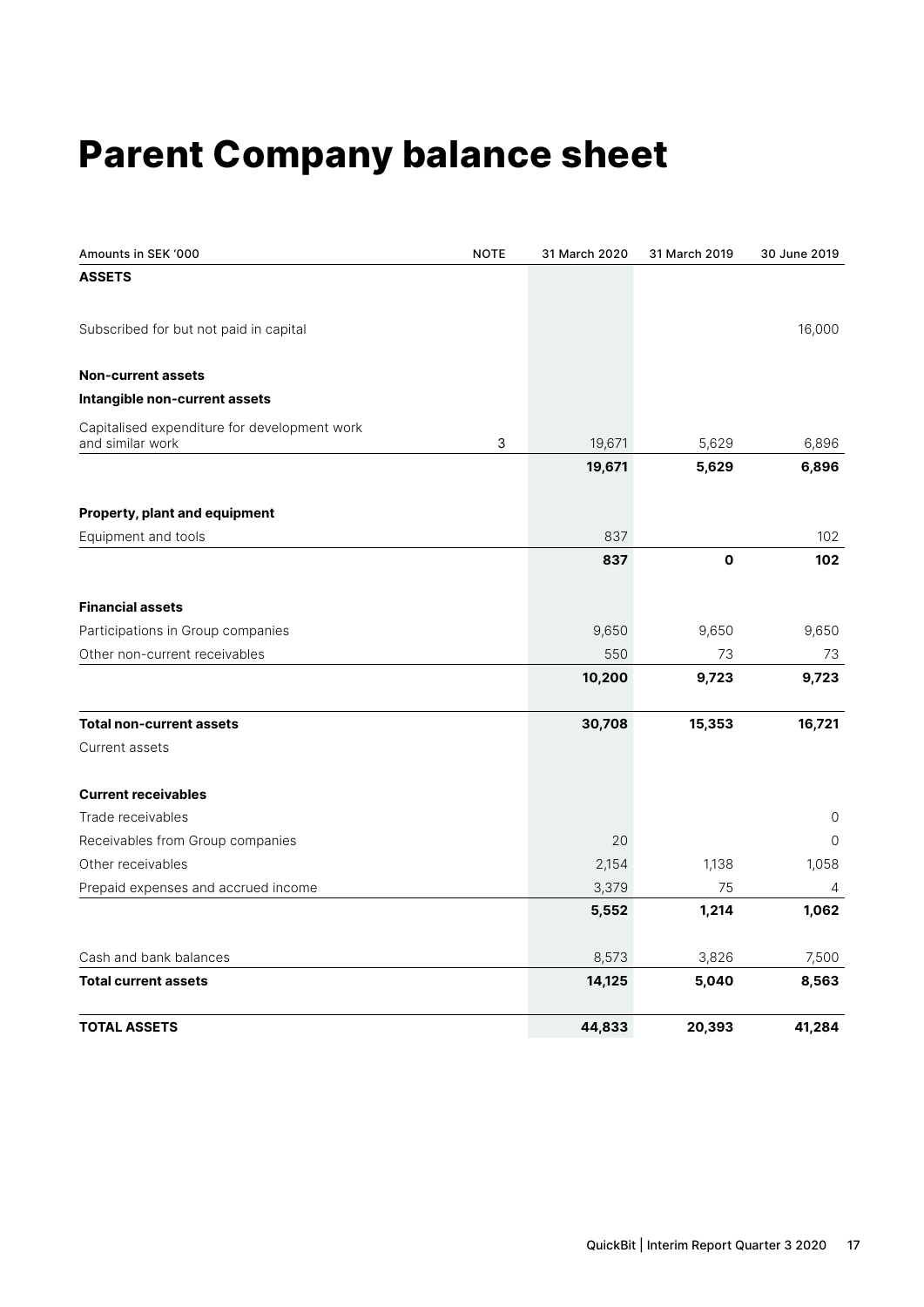# Parent Company balance sheet

| Amounts in SEK '000 | NOTE | 31 March 2020 | 31 March 2019 | 30 June 2019 |
|---|---|---|---|---|
| **ASSETS** | | | | |
| Subscribed for but not paid in capital | | | | 16,000 |
| **Non-current assets** | | | | |
| **Intangible non-current assets** | | | | |
| Capitalised expenditure for development work and similar work | 3 | 19,671 | 5,629 | 6,896 |
| | | **19,671** | **5,629** | **6,896** |
| **Property, plant and equipment** | | | | |
| Equipment and tools | | 837 | | 102 |
| | | **837** | **0** | **102** |
| **Financial assets** | | | | |
| Participations in Group companies | | 9,650 | 9,650 | 9,650 |
| Other non-current receivables | | 550 | 73 | 73 |
| | | **10,200** | **9,723** | **9,723** |
| **Total non-current assets** | | **30,708** | **15,353** | **16,721** |
| Current assets | | | | |
| **Current receivables** | | | | |
| Trade receivables | | | | 0 |
| Receivables from Group companies | | 20 | | 0 |
| Other receivables | | 2,154 | 1,138 | 1,058 |
| Prepaid expenses and accrued income | | 3,379 | 75 | 4 |
| | | **5,552** | **1,214** | **1,062** |
| Cash and bank balances | | 8,573 | 3,826 | 7,500 |
| **Total current assets** | | **14,125** | **5,040** | **8,563** |
| **TOTAL ASSETS** | | **44,833** | **20,393** | **41,284** |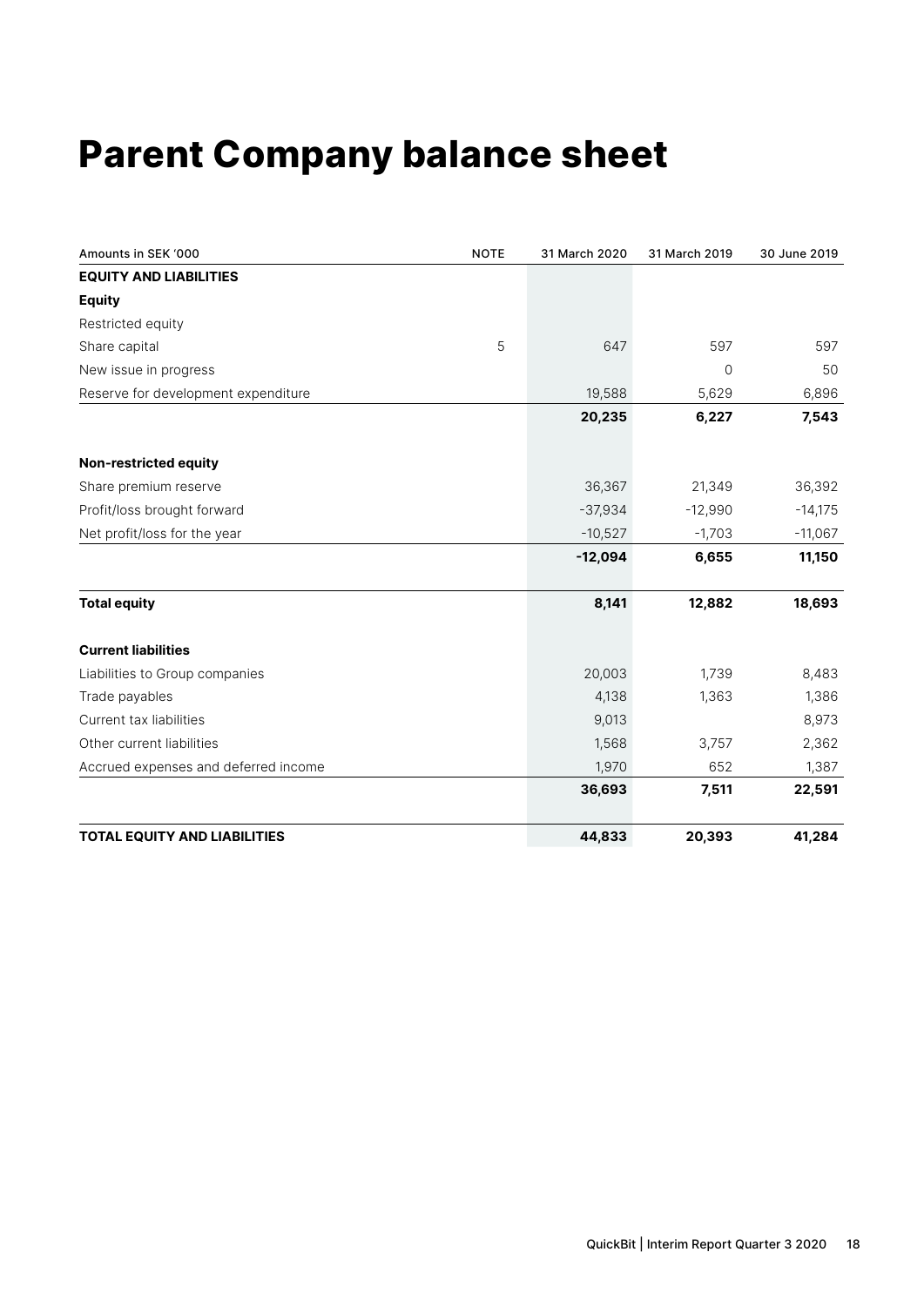# Parent Company balance sheet

| Amounts in SEK ‘000 | NOTE | 31 March 2020 | 31 March 2019 | 30 June 2019 |
|---|---|---|---|---|
| **EQUITY AND LIABILITIES** | | | | |
| **Equity** | | | | |
| Restricted equity | | | | |
| Share capital | 5 | 647 | 597 | 597 |
| New issue in progress | | | 0 | 50 |
| Reserve for development expenditure | | 19,588 | 5,629 | 6,896 |
| | | **20,235** | **6,227** | **7,543** |
| | | | | |
| **Non-restricted equity** | | | | |
| Share premium reserve | | 36,367 | 21,349 | 36,392 |
| Profit/loss brought forward | | -37,934 | -12,990 | -14,175 |
| Net profit/loss for the year | | -10,527 | -1,703 | -11,067 |
| | | **-12,094** | **6,655** | **11,150** |
| | | | | |
| **Total equity** | | **8,141** | **12,882** | **18,693** |
| | | | | |
| **Current liabilities** | | | | |
| Liabilities to Group companies | | 20,003 | 1,739 | 8,483 |
| Trade payables | | 4,138 | 1,363 | 1,386 |
| Current tax liabilities | | 9,013 | | 8,973 |
| Other current liabilities | | 1,568 | 3,757 | 2,362 |
| Accrued expenses and deferred income | | 1,970 | 652 | 1,387 |
| | | **36,693** | **7,511** | **22,591** |
| | | | | |
| **TOTAL EQUITY AND LIABILITIES** | | **44,833** | **20,393** | **41,284** |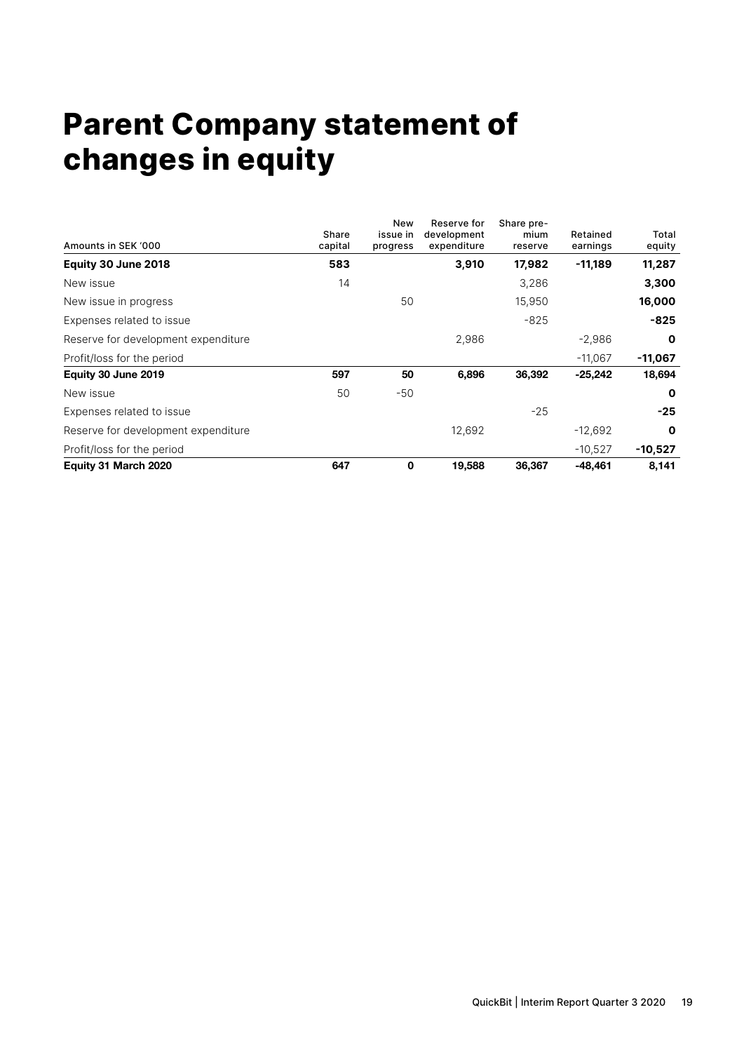# Parent Company statement of changes in equity

| Amounts in SEK '000 | Share capital | New issue in progress | Reserve for development expenditure | Share premium reserve | Retained earnings | Total equity |
|---|---|---|---|---|---|---|
| **Equity 30 June 2018** | **583** | | **3,910** | **17,982** | **-11,189** | **11,287** |
| New issue | 14 | | | 3,286 | | **3,300** |
| New issue in progress | | 50 | | 15,950 | | **16,000** |
| Expenses related to issue | | | | -825 | | **-825** |
| Reserve for development expenditure | | | 2,986 | | -2,986 | **0** |
| Profit/loss for the period | | | | | -11,067 | **-11,067** |
| **Equity 30 June 2019** | **597** | **50** | **6,896** | **36,392** | **-25,242** | **18,694** |
| New issue | 50 | -50 | | | | **0** |
| Expenses related to issue | | | | -25 | | **-25** |
| Reserve for development expenditure | | | 12,692 | | -12,692 | **0** |
| Profit/loss for the period | | | | | -10,527 | **-10,527** |
| **Equity 31 March 2020** | **647** | **0** | **19,588** | **36,367** | **-48,461** | **8,141** |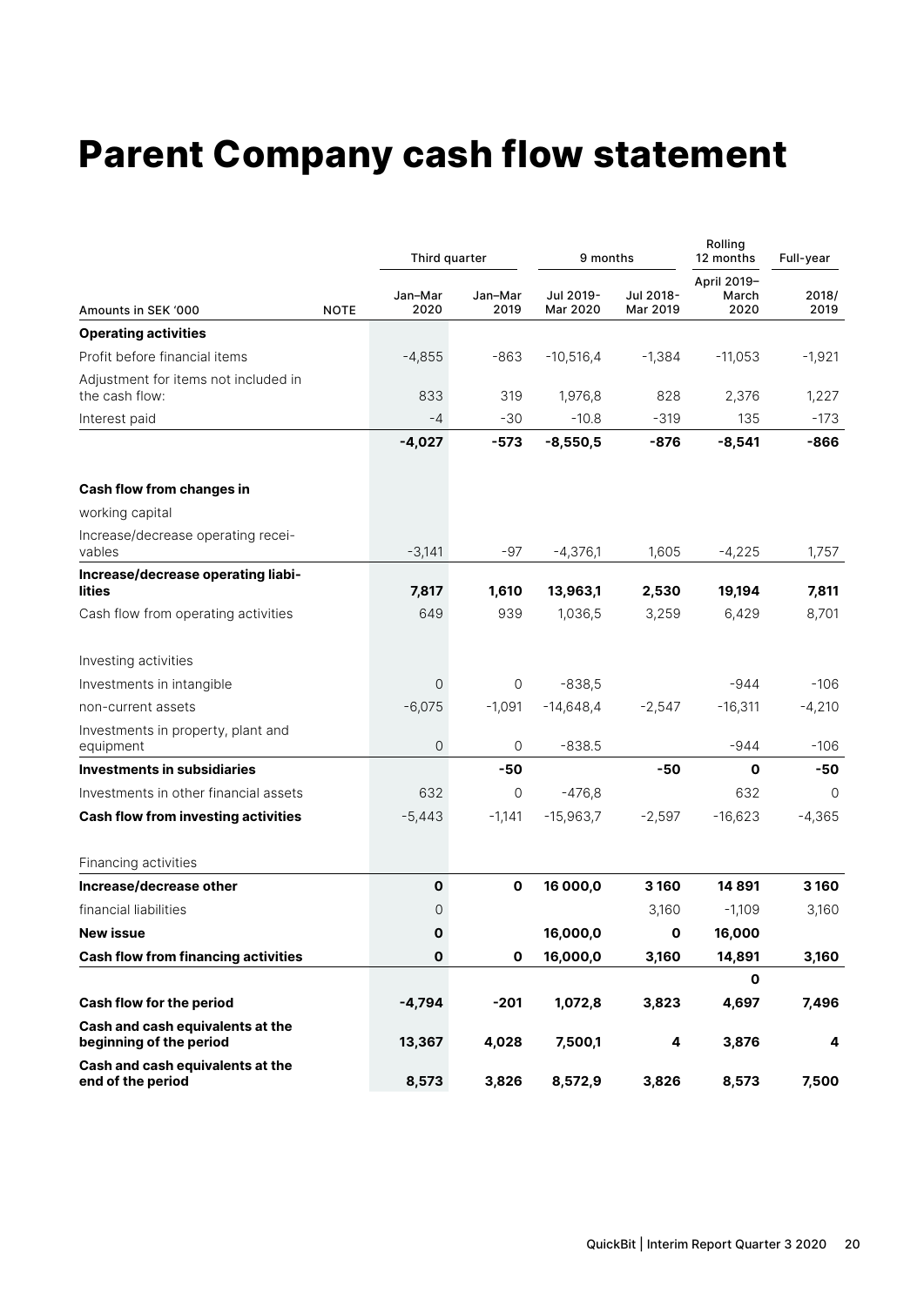# Parent Company cash flow statement

| Amounts in SEK '000 | NOTE | Third quarter |  | 9 months |  | Rolling 12 months | Full-year |
|---|---|---|---|---|---|---|---|
|  |  | Jan–Mar 2020 | Jan–Mar 2019 | Jul 2019- Mar 2020 | Jul 2018- Mar 2019 | April 2019– March 2020 | 2018/ 2019 |
| **Operating activities** |  |  |  |  |  |  |  |
| Profit before financial items |  | -4,855 | -863 | -10,516,4 | -1,384 | -11,053 | -1,921 |
| Adjustment for items not included in the cash flow: |  | 833 | 319 | 1,976,8 | 828 | 2,376 | 1,227 |
| Interest paid |  | -4 | -30 | -10.8 | -319 | 135 | -173 |
|  |  | **-4,027** | **-573** | **-8,550,5** | **-876** | **-8,541** | **-866** |
| **Cash flow from changes in** |  |  |  |  |  |  |  |
| working capital |  |  |  |  |  |  |  |
| Increase/decrease operating receivables |  | -3,141 | -97 | -4,376,1 | 1,605 | -4,225 | 1,757 |
| **Increase/decrease operating liabilities** |  | **7,817** | **1,610** | **13,963,1** | **2,530** | **19,194** | **7,811** |
| Cash flow from operating activities |  | 649 | 939 | 1,036,5 | 3,259 | 6,429 | 8,701 |
| Investing activities |  |  |  |  |  |  |  |
| Investments in intangible |  | 0 | 0 | -838,5 |  | -944 | -106 |
| non-current assets |  | -6,075 | -1,091 | -14,648,4 | -2,547 | -16,311 | -4,210 |
| Investments in property, plant and equipment |  | 0 | 0 | -838.5 |  | -944 | -106 |
| **Investments in subsidiaries** |  |  | **-50** |  | **-50** | **0** | **-50** |
| Investments in other financial assets |  | 632 | 0 | -476,8 |  | 632 | 0 |
| **Cash flow from investing activities** |  | -5,443 | -1,141 | -15,963,7 | -2,597 | -16,623 | -4,365 |
| Financing activities |  |  |  |  |  |  |  |
| **Increase/decrease other** |  | **0** | **0** | **16 000,0** | **3 160** | **14 891** | **3 160** |
| financial liabilities |  | 0 |  |  | 3,160 | -1,109 | 3,160 |
| **New issue** |  | **0** |  | **16,000,0** | **0** | **16,000** |  |
| **Cash flow from financing activities** |  | **0** | **0** | **16,000,0** | **3,160** | **14,891** | **3,160** |
|  |  |  |  |  |  | **0** |  |
| **Cash flow for the period** |  | **-4,794** | **-201** | **1,072,8** | **3,823** | **4,697** | **7,496** |
| **Cash and cash equivalents at the beginning of the period** |  | **13,367** | **4,028** | **7,500,1** | **4** | **3,876** | **4** |
| **Cash and cash equivalents at the end of the period** |  | **8,573** | **3,826** | **8,572,9** | **3,826** | **8,573** | **7,500** |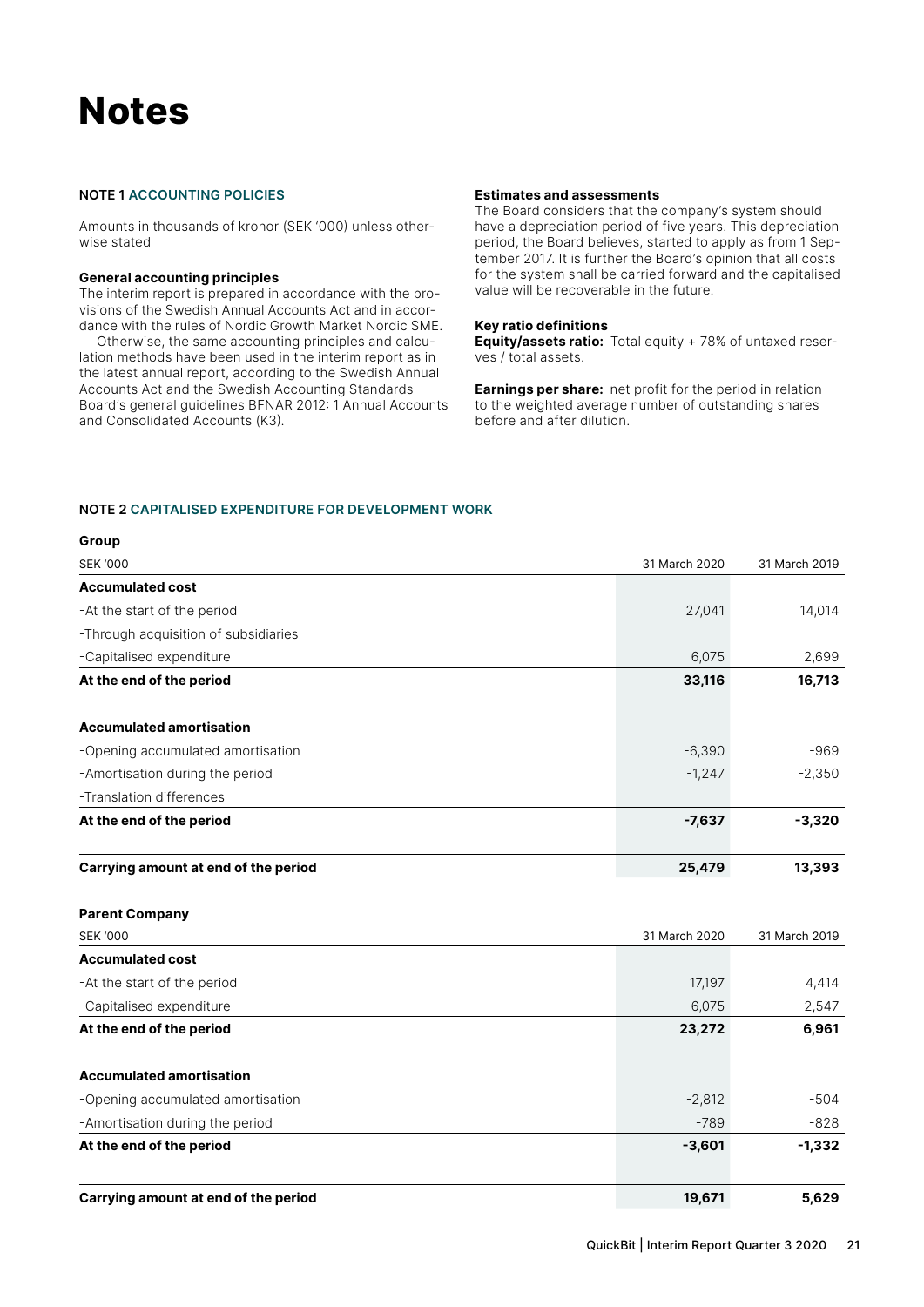# Notes

## NOTE 1 ACCOUNTING POLICIES

Amounts in thousands of kronor (SEK '000) unless otherwise stated

**General accounting principles**

The interim report is prepared in accordance with the provisions of the Swedish Annual Accounts Act and in accordance with the rules of Nordic Growth Market Nordic SME.

Otherwise, the same accounting principles and calculation methods have been used in the interim report as in the latest annual report, according to the Swedish Annual Accounts Act and the Swedish Accounting Standards Board's general guidelines BFNAR 2012: 1 Annual Accounts and Consolidated Accounts (K3).

**Estimates and assessments**

The Board considers that the company's system should have a depreciation period of five years. This depreciation period, the Board believes, started to apply as from 1 September 2017. It is further the Board's opinion that all costs for the system shall be carried forward and the capitalised value will be recoverable in the future.

**Key ratio definitions**

**Equity/assets ratio:** Total equity + 78% of untaxed reserves / total assets.

**Earnings per share:** net profit for the period in relation to the weighted average number of outstanding shares before and after dilution.

## NOTE 2 CAPITALISED EXPENDITURE FOR DEVELOPMENT WORK

**Group**

| SEK '000 | 31 March 2020 | 31 March 2019 |
|---|---|---|
| **Accumulated cost** | | |
| -At the start of the period | 27,041 | 14,014 |
| -Through acquisition of subsidiaries | | |
| -Capitalised expenditure | 6,075 | 2,699 |
| **At the end of the period** | **33,116** | **16,713** |
| | | |
| **Accumulated amortisation** | | |
| -Opening accumulated amortisation | -6,390 | -969 |
| -Amortisation during the period | -1,247 | -2,350 |
| -Translation differences | | |
| **At the end of the period** | **-7,637** | **-3,320** |
| | | |
| **Carrying amount at end of the period** | **25,479** | **13,393** |

**Parent Company**

| SEK '000 | 31 March 2020 | 31 March 2019 |
|---|---|---|
| **Accumulated cost** | | |
| -At the start of the period | 17,197 | 4,414 |
| -Capitalised expenditure | 6,075 | 2,547 |
| **At the end of the period** | **23,272** | **6,961** |
| | | |
| **Accumulated amortisation** | | |
| -Opening accumulated amortisation | -2,812 | -504 |
| -Amortisation during the period | -789 | -828 |
| **At the end of the period** | **-3,601** | **-1,332** |
| | | |
| **Carrying amount at end of the period** | **19,671** | **5,629** |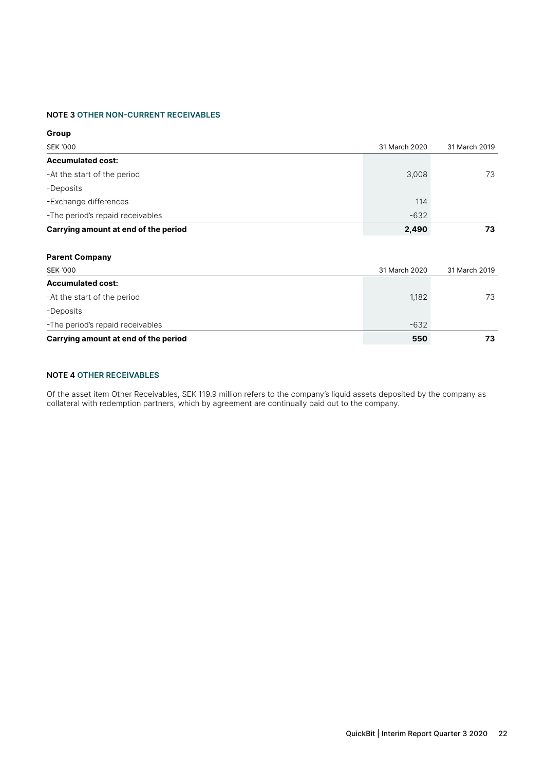### NOTE 3 OTHER NON-CURRENT RECEIVABLES

**Group**

| SEK '000 | 31 March 2020 | 31 March 2019 |
|---|---|---|
| **Accumulated cost:** | | |
| -At the start of the period | 3,008 | 73 |
| -Deposits | | |
| -Exchange differences | 114 | |
| -The period's repaid receivables | -632 | |
| **Carrying amount at end of the period** | **2,490** | **73** |

**Parent Company**

| SEK '000 | 31 March 2020 | 31 March 2019 |
|---|---|---|
| **Accumulated cost:** | | |
| -At the start of the period | 1,182 | 73 |
| -Deposits | | |
| -The period's repaid receivables | -632 | |
| **Carrying amount at end of the period** | **550** | **73** |

### NOTE 4 OTHER RECEIVABLES

Of the asset item Other Receivables, SEK 119.9 million refers to the company's liquid assets deposited by the company as collateral with redemption partners, which by agreement are continually paid out to the company.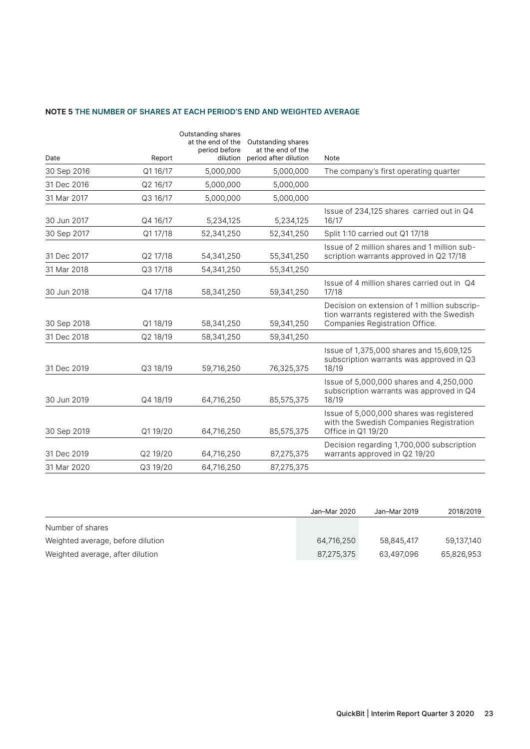**NOTE 5** THE NUMBER OF SHARES AT EACH PERIOD'S END AND WEIGHTED AVERAGE

| Date | Report | Outstanding shares at the end of the period before dilution | Outstanding shares at the end of the period after dilution | Note |
|---|---|---|---|---|
| 30 Sep 2016 | Q1 16/17 | 5,000,000 | 5,000,000 | The company's first operating quarter |
| 31 Dec 2016 | Q2 16/17 | 5,000,000 | 5,000,000 | |
| 31 Mar 2017 | Q3 16/17 | 5,000,000 | 5,000,000 | |
| 30 Jun 2017 | Q4 16/17 | 5,234,125 | 5,234,125 | Issue of 234,125 shares carried out in Q4 16/17 |
| 30 Sep 2017 | Q1 17/18 | 52,341,250 | 52,341,250 | Split 1:10 carried out Q1 17/18 |
| 31 Dec 2017 | Q2 17/18 | 54,341,250 | 55,341,250 | Issue of 2 million shares and 1 million subscription warrants approved in Q2 17/18 |
| 31 Mar 2018 | Q3 17/18 | 54,341,250 | 55,341,250 | |
| 30 Jun 2018 | Q4 17/18 | 58,341,250 | 59,341,250 | Issue of 4 million shares carried out in Q4 17/18 |
| 30 Sep 2018 | Q1 18/19 | 58,341,250 | 59,341,250 | Decision on extension of 1 million subscription warrants registered with the Swedish Companies Registration Office. |
| 31 Dec 2018 | Q2 18/19 | 58,341,250 | 59,341,250 | |
| 31 Dec 2019 | Q3 18/19 | 59,716,250 | 76,325,375 | Issue of 1,375,000 shares and 15,609,125 subscription warrants was approved in Q3 18/19 |
| 30 Jun 2019 | Q4 18/19 | 64,716,250 | 85,575,375 | Issue of 5,000,000 shares and 4,250,000 subscription warrants was approved in Q4 18/19 |
| 30 Sep 2019 | Q1 19/20 | 64,716,250 | 85,575,375 | Issue of 5,000,000 shares was registered with the Swedish Companies Registration Office in Q1 19/20 |
| 31 Dec 2019 | Q2 19/20 | 64,716,250 | 87,275,375 | Decision regarding 1,700,000 subscription warrants approved in Q2 19/20 |
| 31 Mar 2020 | Q3 19/20 | 64,716,250 | 87,275,375 | |

| | Jan–Mar 2020 | Jan–Mar 2019 | 2018/2019 |
|---|---|---|---|
| Number of shares | | | |
| Weighted average, before dilution | 64,716,250 | 58,845,417 | 59,137,140 |
| Weighted average, after dilution | 87,275,375 | 63,497,096 | 65,826,953 |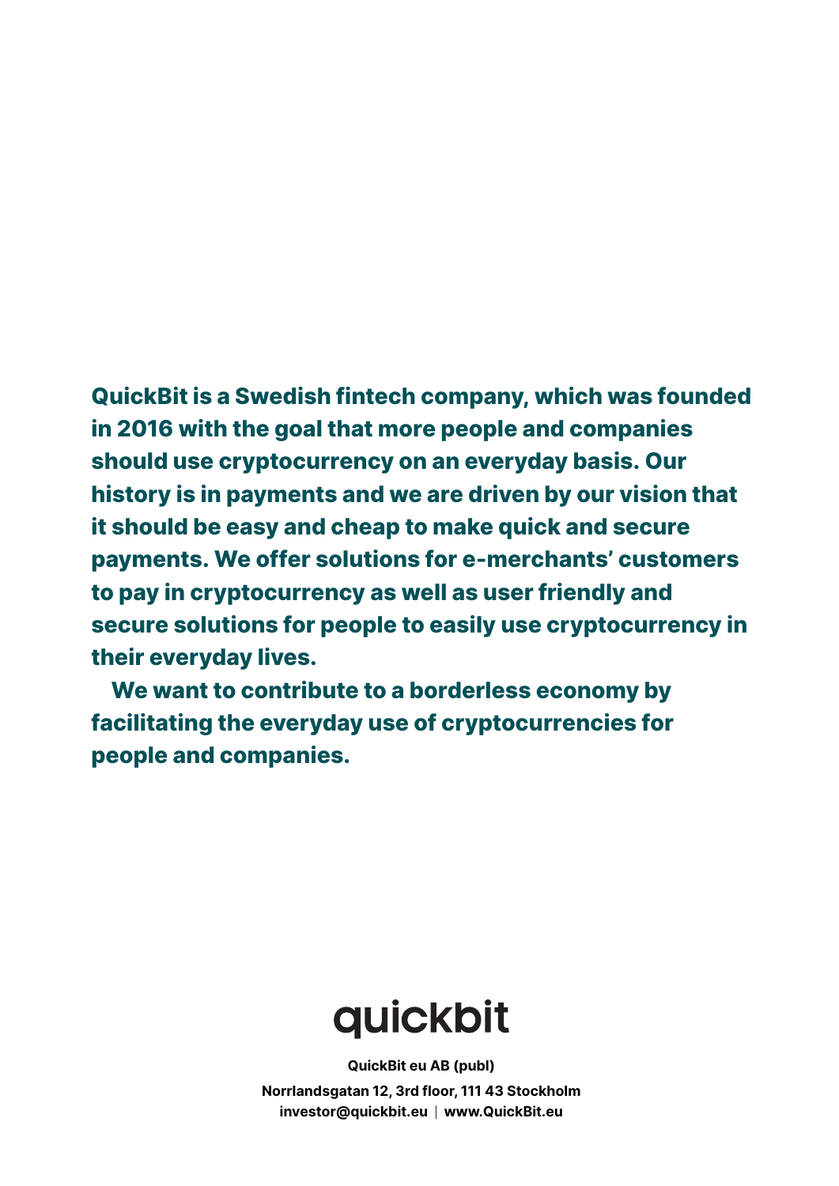**QuickBit is a Swedish fintech company, which was founded in 2016 with the goal that more people and companies should use cryptocurrency on an everyday basis. Our history is in payments and we are driven by our vision that it should be easy and cheap to make quick and secure payments. We offer solutions for e-merchants' customers to pay in cryptocurrency as well as user friendly and secure solutions for people to easily use cryptocurrency in their everyday lives.**

**We want to contribute to a borderless economy by facilitating the everyday use of cryptocurrencies for people and companies.**

quickbit

**QuickBit eu AB (publ)**

**Norrlandsgatan 12, 3rd floor, 111 43 Stockholm**

**investor@quickbit.eu | www.QuickBit.eu**